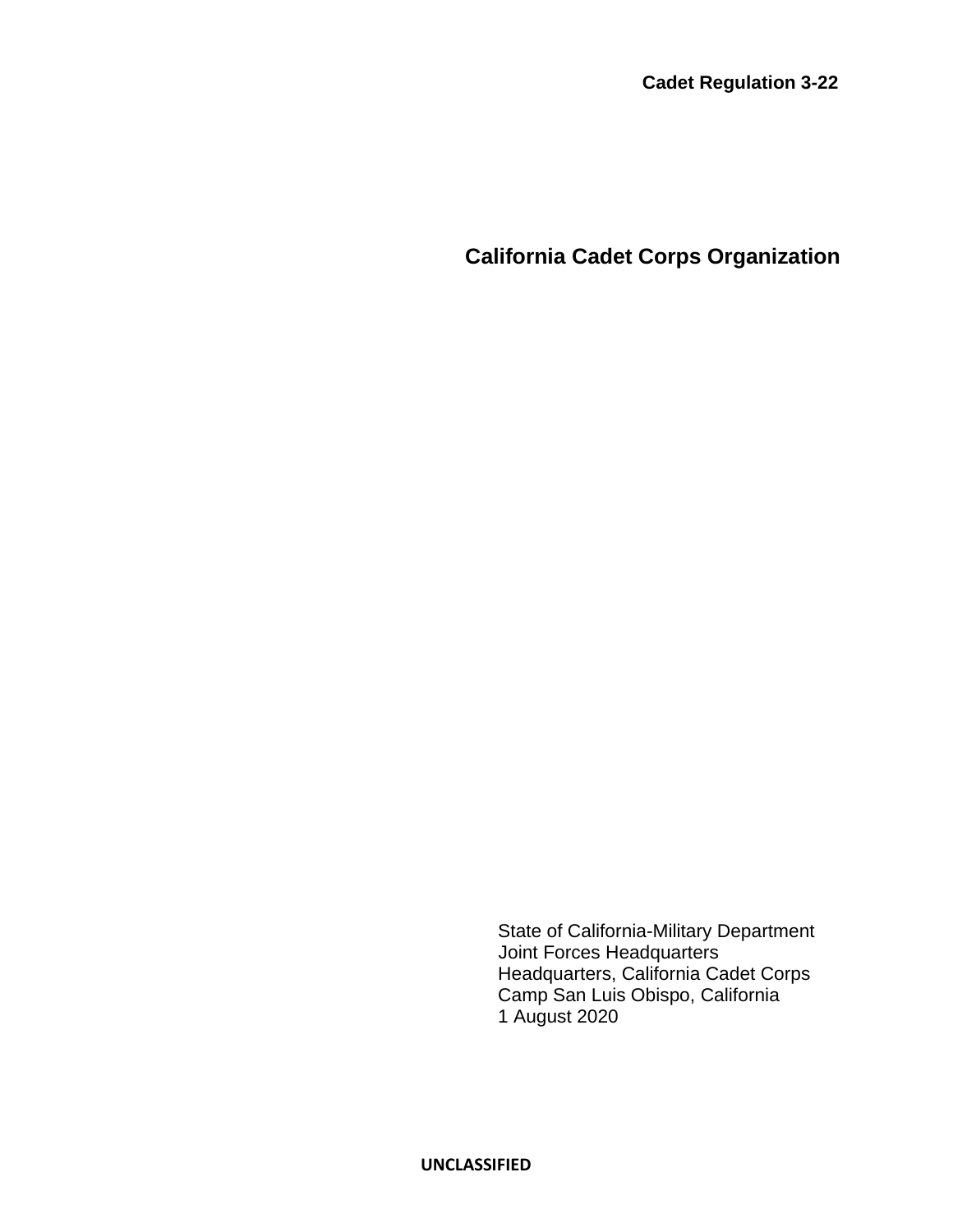**Cadet Regulation 3-22**

# California Cadet Corps Organization

State of California-Military Department
Joint Forces Headquarters
Headquarters, California Cadet Corps
Camp San Luis Obispo, California
1 August 2020

**UNCLASSIFIED**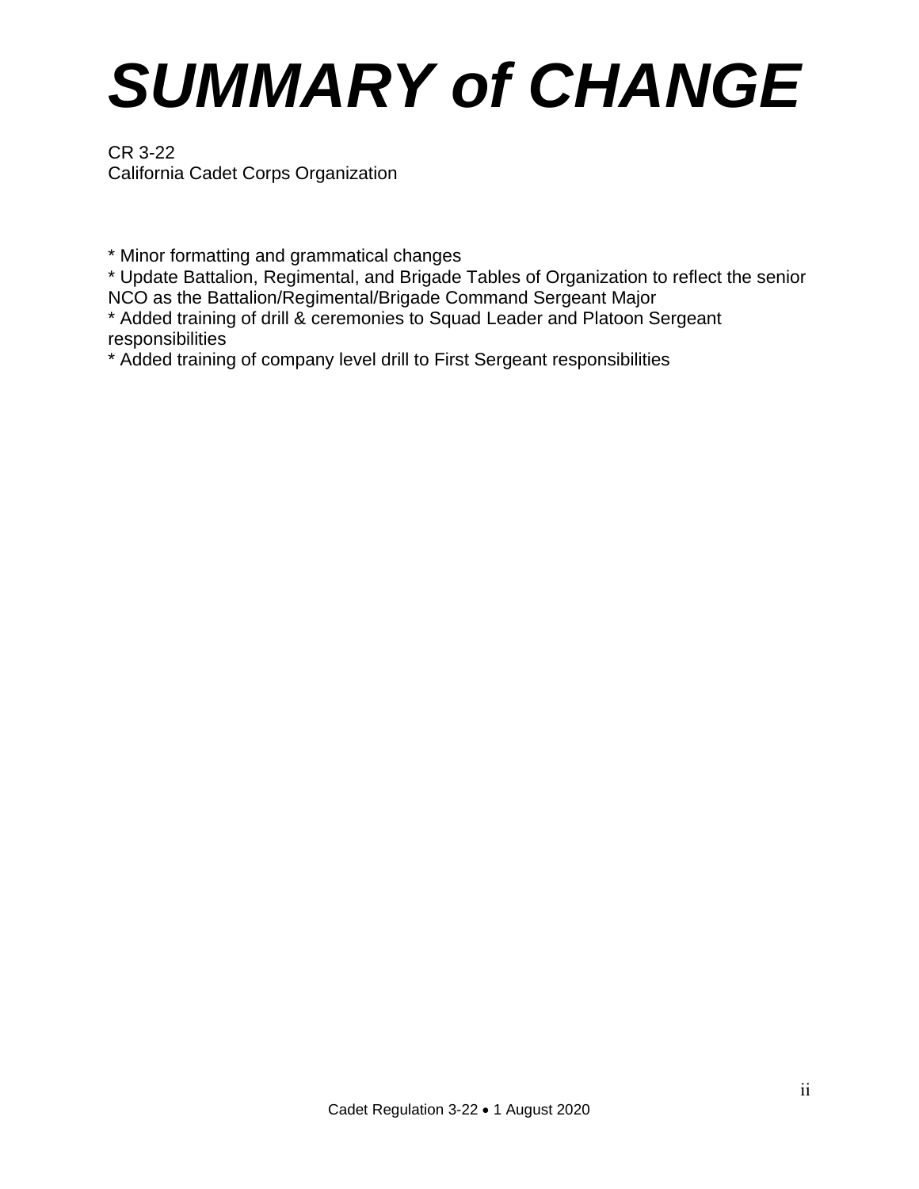# *SUMMARY of CHANGE*

CR 3-22
California Cadet Corps Organization

* Minor formatting and grammatical changes
* Update Battalion, Regimental, and Brigade Tables of Organization to reflect the senior NCO as the Battalion/Regimental/Brigade Command Sergeant Major
* Added training of drill & ceremonies to Squad Leader and Platoon Sergeant responsibilities
* Added training of company level drill to First Sergeant responsibilities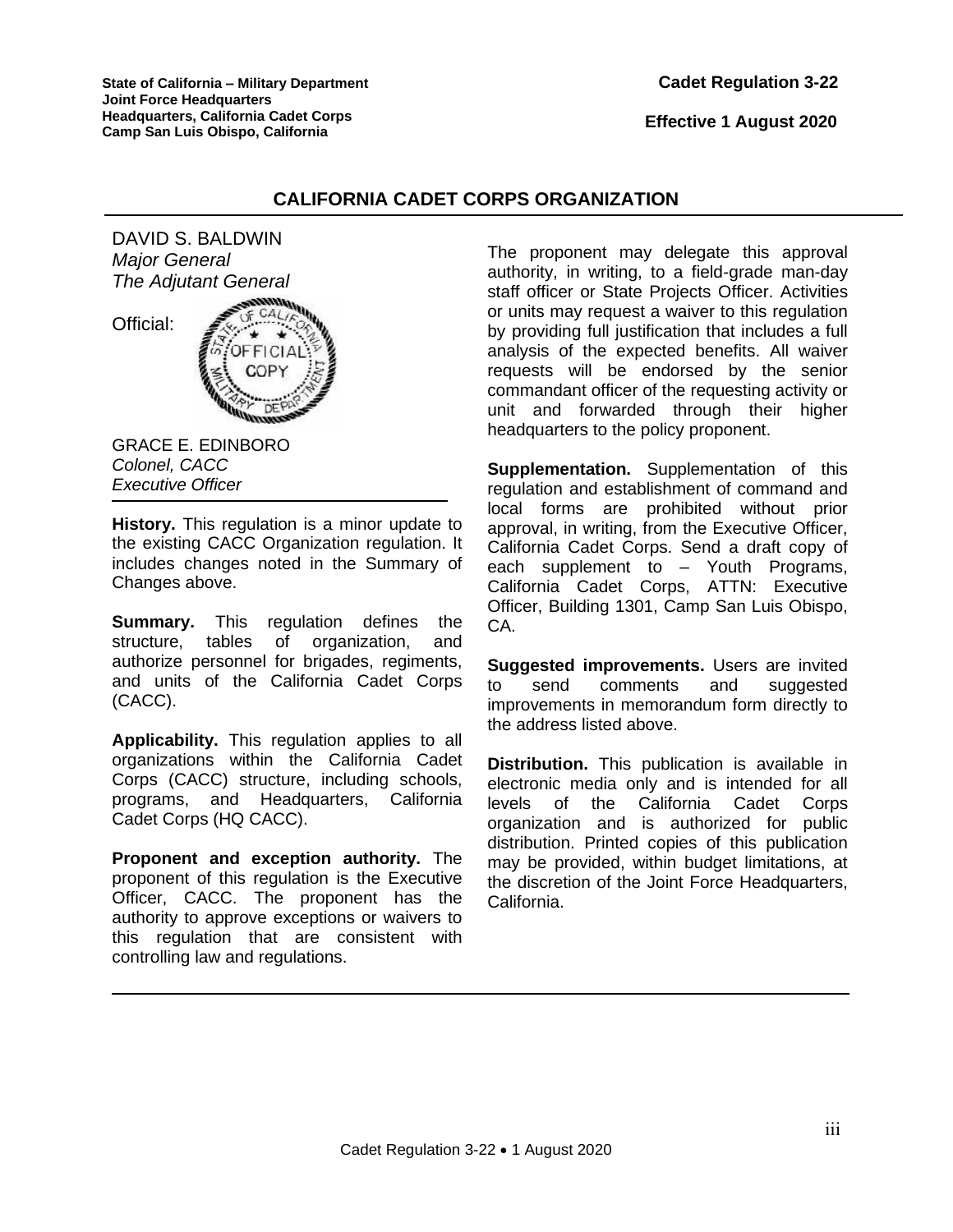State of California – Military Department
Joint Force Headquarters
Headquarters, California Cadet Corps
Camp San Luis Obispo, California

**Cadet Regulation 3-22**

**Effective 1 August 2020**

# CALIFORNIA CADET CORPS ORGANIZATION

DAVID S. BALDWIN
*Major General*
*The Adjutant General*

Official:

GRACE E. EDINBORO
*Colonel, CACC*
*Executive Officer*

**History.** This regulation is a minor update to the existing CACC Organization regulation. It includes changes noted in the Summary of Changes above.

**Summary.** This regulation defines the structure, tables of organization, and authorize personnel for brigades, regiments, and units of the California Cadet Corps (CACC).

**Applicability.** This regulation applies to all organizations within the California Cadet Corps (CACC) structure, including schools, programs, and Headquarters, California Cadet Corps (HQ CACC).

**Proponent and exception authority.** The proponent of this regulation is the Executive Officer, CACC. The proponent has the authority to approve exceptions or waivers to this regulation that are consistent with controlling law and regulations. The proponent may delegate this approval authority, in writing, to a field-grade man-day staff officer or State Projects Officer. Activities or units may request a waiver to this regulation by providing full justification that includes a full analysis of the expected benefits. All waiver requests will be endorsed by the senior commandant officer of the requesting activity or unit and forwarded through their higher headquarters to the policy proponent.

**Supplementation.** Supplementation of this regulation and establishment of command and local forms are prohibited without prior approval, in writing, from the Executive Officer, California Cadet Corps. Send a draft copy of each supplement to – Youth Programs, California Cadet Corps, ATTN: Executive Officer, Building 1301, Camp San Luis Obispo, CA.

**Suggested improvements.** Users are invited to send comments and suggested improvements in memorandum form directly to the address listed above.

**Distribution.** This publication is available in electronic media only and is intended for all levels of the California Cadet Corps organization and is authorized for public distribution. Printed copies of this publication may be provided, within budget limitations, at the discretion of the Joint Force Headquarters, California.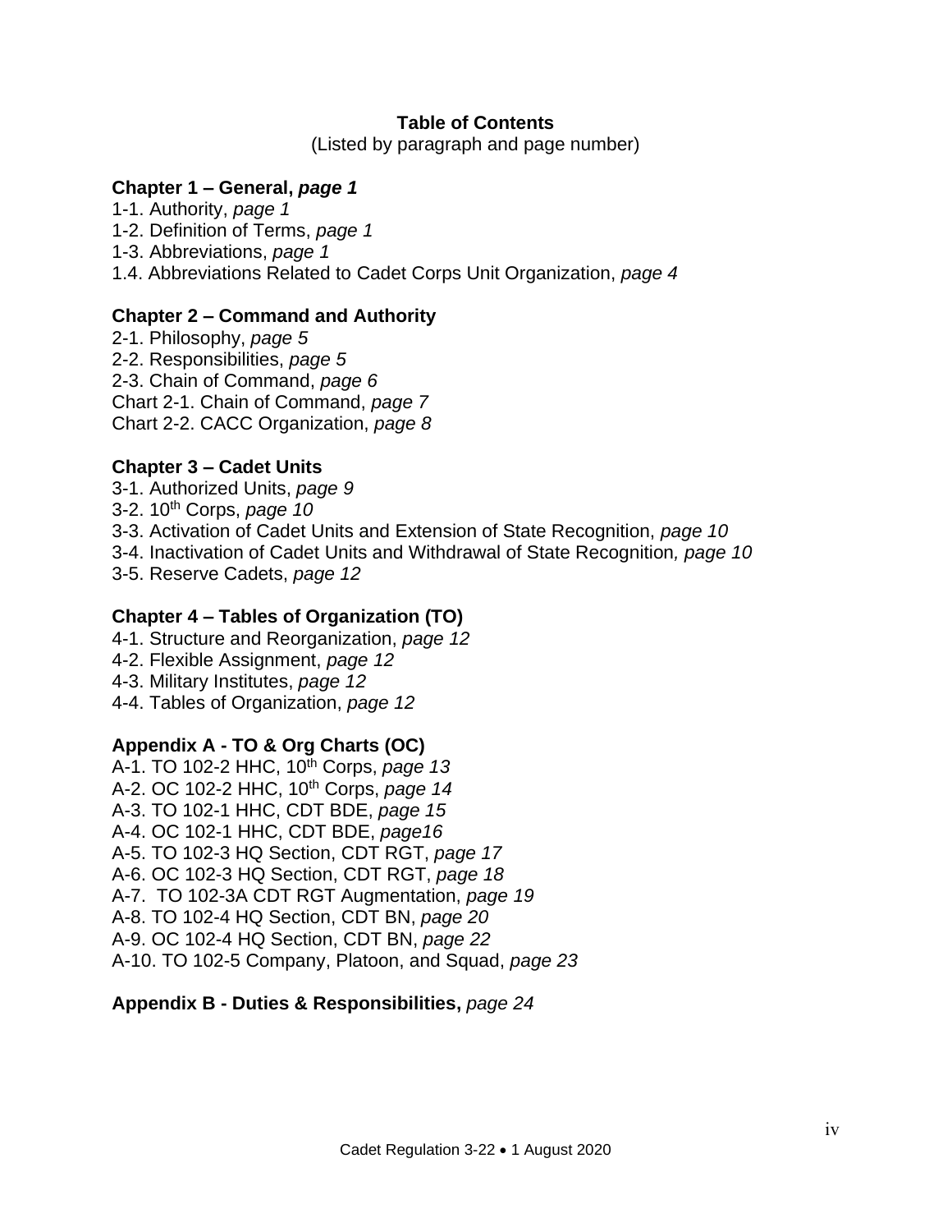**Table of Contents**

(Listed by paragraph and page number)

**Chapter 1 – General,** ***page 1***

1-1. Authority, *page 1*
1-2. Definition of Terms, *page 1*
1-3. Abbreviations, *page 1*
1.4. Abbreviations Related to Cadet Corps Unit Organization, *page 4*

**Chapter 2 – Command and Authority**

2-1. Philosophy, *page 5*
2-2. Responsibilities, *page 5*
2-3. Chain of Command, *page 6*
Chart 2-1. Chain of Command, *page 7*
Chart 2-2. CACC Organization, *page 8*

**Chapter 3 – Cadet Units**

3-1. Authorized Units, *page 9*
3-2. 10th Corps, *page 10*
3-3. Activation of Cadet Units and Extension of State Recognition, *page 10*
3-4. Inactivation of Cadet Units and Withdrawal of State Recognition*, page 10*
3-5. Reserve Cadets, *page 12*

**Chapter 4 – Tables of Organization (TO)**

4-1. Structure and Reorganization, *page 12*
4-2. Flexible Assignment, *page 12*
4-3. Military Institutes, *page 12*
4-4. Tables of Organization, *page 12*

**Appendix A - TO & Org Charts (OC)**

A-1. TO 102-2 HHC, 10th Corps, *page 13*
A-2. OC 102-2 HHC, 10th Corps, *page 14*
A-3. TO 102-1 HHC, CDT BDE, *page 15*
A-4. OC 102-1 HHC, CDT BDE, *page16*
A-5. TO 102-3 HQ Section, CDT RGT, *page 17*
A-6. OC 102-3 HQ Section, CDT RGT, *page 18*
A-7. TO 102-3A CDT RGT Augmentation, *page 19*
A-8. TO 102-4 HQ Section, CDT BN, *page 20*
A-9. OC 102-4 HQ Section, CDT BN, *page 22*
A-10. TO 102-5 Company, Platoon, and Squad, *page 23*

**Appendix B - Duties & Responsibilities,** *page 24*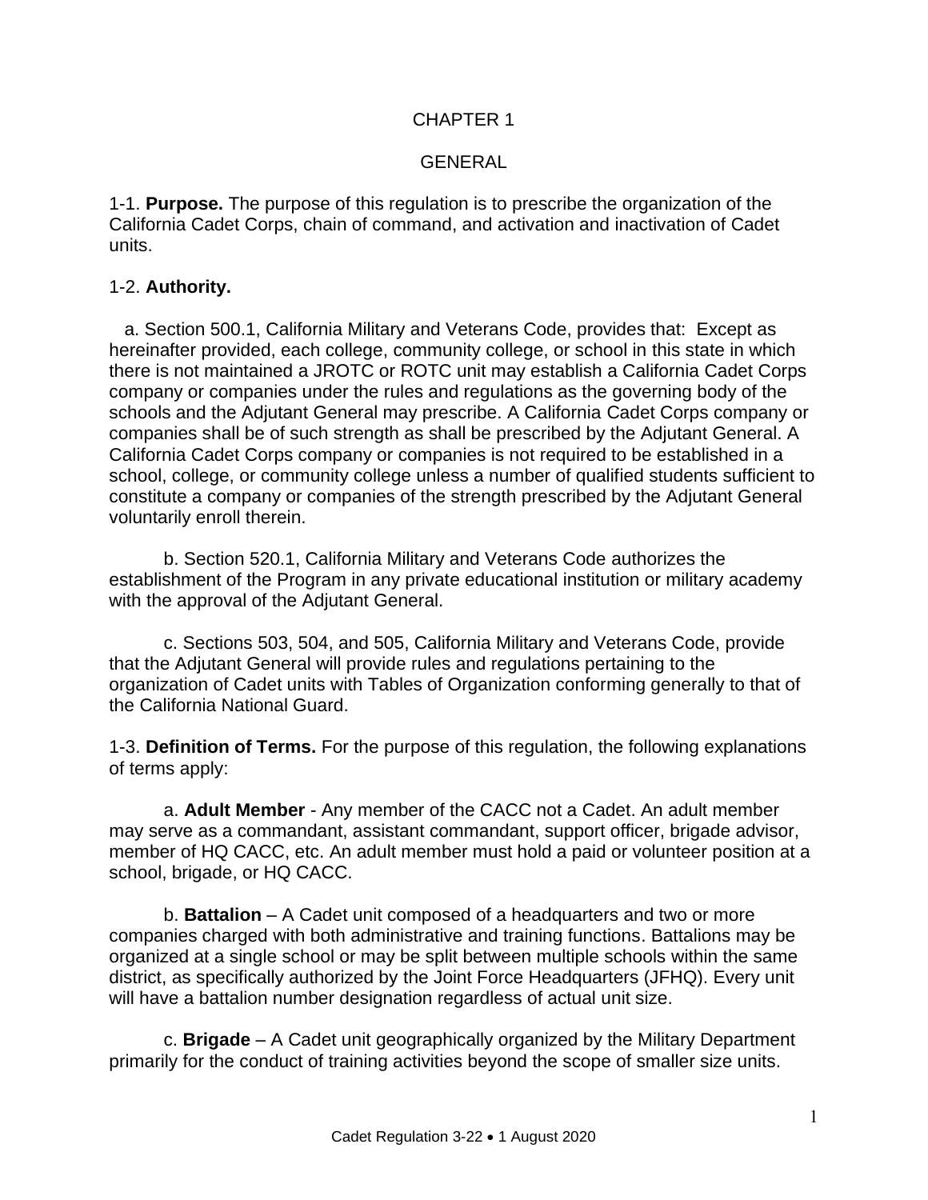# CHAPTER 1

## GENERAL

1-1. **Purpose.** The purpose of this regulation is to prescribe the organization of the California Cadet Corps, chain of command, and activation and inactivation of Cadet units.

1-2. **Authority.**

a. Section 500.1, California Military and Veterans Code, provides that: Except as hereinafter provided, each college, community college, or school in this state in which there is not maintained a JROTC or ROTC unit may establish a California Cadet Corps company or companies under the rules and regulations as the governing body of the schools and the Adjutant General may prescribe. A California Cadet Corps company or companies shall be of such strength as shall be prescribed by the Adjutant General. A California Cadet Corps company or companies is not required to be established in a school, college, or community college unless a number of qualified students sufficient to constitute a company or companies of the strength prescribed by the Adjutant General voluntarily enroll therein.

b. Section 520.1, California Military and Veterans Code authorizes the establishment of the Program in any private educational institution or military academy with the approval of the Adjutant General.

c. Sections 503, 504, and 505, California Military and Veterans Code, provide that the Adjutant General will provide rules and regulations pertaining to the organization of Cadet units with Tables of Organization conforming generally to that of the California National Guard.

1-3. **Definition of Terms.** For the purpose of this regulation, the following explanations of terms apply:

a. **Adult Member** - Any member of the CACC not a Cadet. An adult member may serve as a commandant, assistant commandant, support officer, brigade advisor, member of HQ CACC, etc. An adult member must hold a paid or volunteer position at a school, brigade, or HQ CACC.

b. **Battalion** – A Cadet unit composed of a headquarters and two or more companies charged with both administrative and training functions. Battalions may be organized at a single school or may be split between multiple schools within the same district, as specifically authorized by the Joint Force Headquarters (JFHQ). Every unit will have a battalion number designation regardless of actual unit size.

c. **Brigade** – A Cadet unit geographically organized by the Military Department primarily for the conduct of training activities beyond the scope of smaller size units.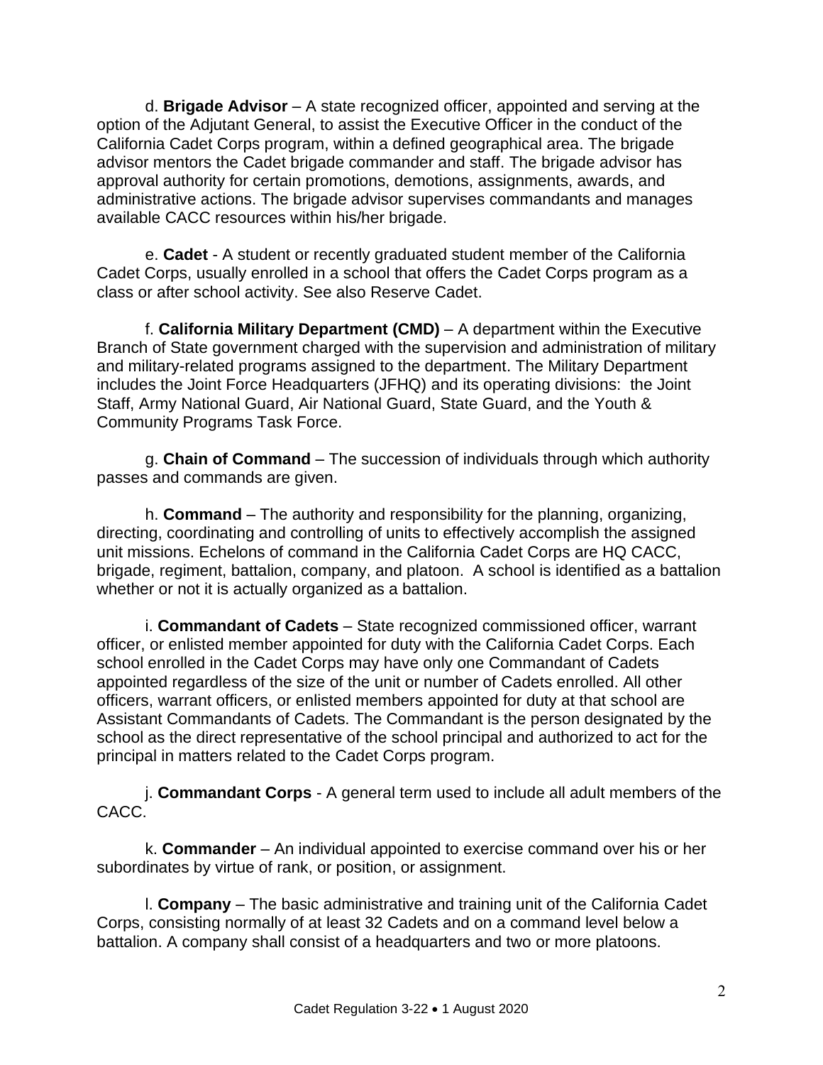d. **Brigade Advisor** – A state recognized officer, appointed and serving at the option of the Adjutant General, to assist the Executive Officer in the conduct of the California Cadet Corps program, within a defined geographical area. The brigade advisor mentors the Cadet brigade commander and staff. The brigade advisor has approval authority for certain promotions, demotions, assignments, awards, and administrative actions. The brigade advisor supervises commandants and manages available CACC resources within his/her brigade.

e. **Cadet** - A student or recently graduated student member of the California Cadet Corps, usually enrolled in a school that offers the Cadet Corps program as a class or after school activity. See also Reserve Cadet.

f. **California Military Department (CMD)** – A department within the Executive Branch of State government charged with the supervision and administration of military and military-related programs assigned to the department. The Military Department includes the Joint Force Headquarters (JFHQ) and its operating divisions: the Joint Staff, Army National Guard, Air National Guard, State Guard, and the Youth & Community Programs Task Force.

g. **Chain of Command** – The succession of individuals through which authority passes and commands are given.

h. **Command** – The authority and responsibility for the planning, organizing, directing, coordinating and controlling of units to effectively accomplish the assigned unit missions. Echelons of command in the California Cadet Corps are HQ CACC, brigade, regiment, battalion, company, and platoon. A school is identified as a battalion whether or not it is actually organized as a battalion.

i. **Commandant of Cadets** – State recognized commissioned officer, warrant officer, or enlisted member appointed for duty with the California Cadet Corps. Each school enrolled in the Cadet Corps may have only one Commandant of Cadets appointed regardless of the size of the unit or number of Cadets enrolled. All other officers, warrant officers, or enlisted members appointed for duty at that school are Assistant Commandants of Cadets. The Commandant is the person designated by the school as the direct representative of the school principal and authorized to act for the principal in matters related to the Cadet Corps program.

j. **Commandant Corps** - A general term used to include all adult members of the CACC.

k. **Commander** – An individual appointed to exercise command over his or her subordinates by virtue of rank, or position, or assignment.

l. **Company** – The basic administrative and training unit of the California Cadet Corps, consisting normally of at least 32 Cadets and on a command level below a battalion. A company shall consist of a headquarters and two or more platoons.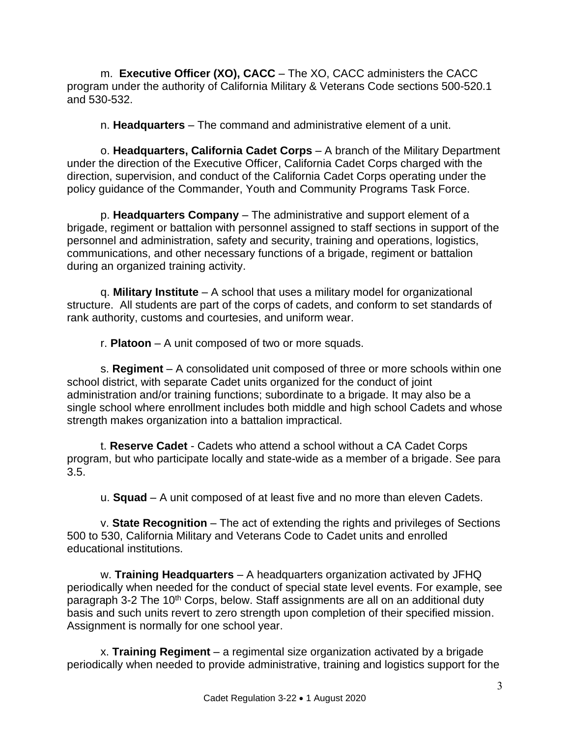m. **Executive Officer (XO), CACC** – The XO, CACC administers the CACC program under the authority of California Military & Veterans Code sections 500-520.1 and 530-532.

n. **Headquarters** – The command and administrative element of a unit.

o. **Headquarters, California Cadet Corps** – A branch of the Military Department under the direction of the Executive Officer, California Cadet Corps charged with the direction, supervision, and conduct of the California Cadet Corps operating under the policy guidance of the Commander, Youth and Community Programs Task Force.

p. **Headquarters Company** – The administrative and support element of a brigade, regiment or battalion with personnel assigned to staff sections in support of the personnel and administration, safety and security, training and operations, logistics, communications, and other necessary functions of a brigade, regiment or battalion during an organized training activity.

q. **Military Institute** – A school that uses a military model for organizational structure. All students are part of the corps of cadets, and conform to set standards of rank authority, customs and courtesies, and uniform wear.

r. **Platoon** – A unit composed of two or more squads.

s. **Regiment** – A consolidated unit composed of three or more schools within one school district, with separate Cadet units organized for the conduct of joint administration and/or training functions; subordinate to a brigade. It may also be a single school where enrollment includes both middle and high school Cadets and whose strength makes organization into a battalion impractical.

t. **Reserve Cadet** - Cadets who attend a school without a CA Cadet Corps program, but who participate locally and state-wide as a member of a brigade. See para 3.5.

u. **Squad** – A unit composed of at least five and no more than eleven Cadets.

v. **State Recognition** – The act of extending the rights and privileges of Sections 500 to 530, California Military and Veterans Code to Cadet units and enrolled educational institutions.

w. **Training Headquarters** – A headquarters organization activated by JFHQ periodically when needed for the conduct of special state level events. For example, see paragraph 3-2 The 10th Corps, below. Staff assignments are all on an additional duty basis and such units revert to zero strength upon completion of their specified mission. Assignment is normally for one school year.

x. **Training Regiment** – a regimental size organization activated by a brigade periodically when needed to provide administrative, training and logistics support for the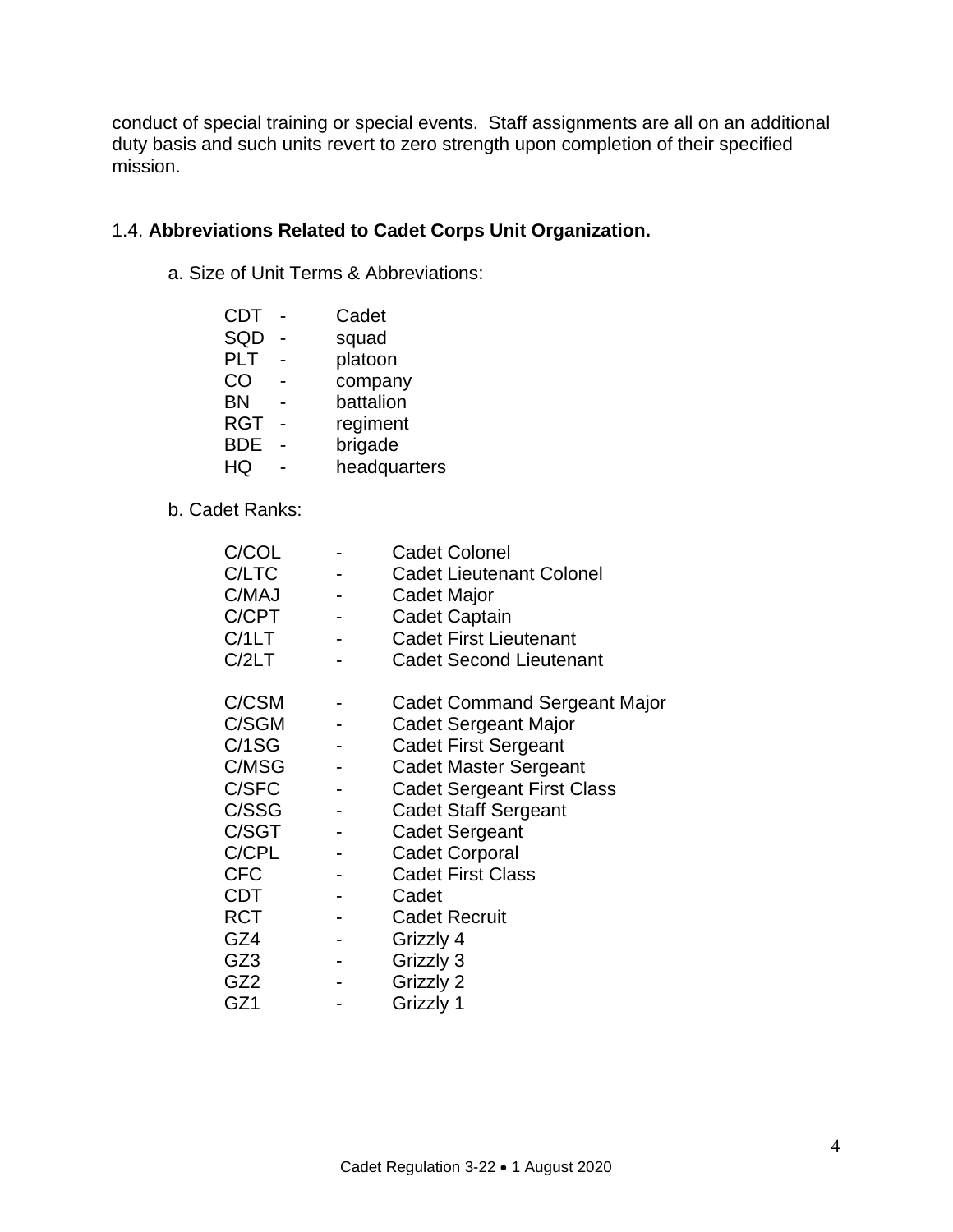conduct of special training or special events. Staff assignments are all on an additional duty basis and such units revert to zero strength upon completion of their specified mission.

1.4. **Abbreviations Related to Cadet Corps Unit Organization.**

a. Size of Unit Terms & Abbreviations:

CDT - Cadet
SQD - squad
PLT - platoon
CO - company
BN - battalion
RGT - regiment
BDE - brigade
HQ - headquarters

b. Cadet Ranks:

C/COL - Cadet Colonel
C/LTC - Cadet Lieutenant Colonel
C/MAJ - Cadet Major
C/CPT - Cadet Captain
C/1LT - Cadet First Lieutenant
C/2LT - Cadet Second Lieutenant

C/CSM - Cadet Command Sergeant Major
C/SGM - Cadet Sergeant Major
C/1SG - Cadet First Sergeant
C/MSG - Cadet Master Sergeant
C/SFC - Cadet Sergeant First Class
C/SSG - Cadet Staff Sergeant
C/SGT - Cadet Sergeant
C/CPL - Cadet Corporal
CFC - Cadet First Class
CDT - Cadet
RCT - Cadet Recruit
GZ4 - Grizzly 4
GZ3 - Grizzly 3
GZ2 - Grizzly 2
GZ1 - Grizzly 1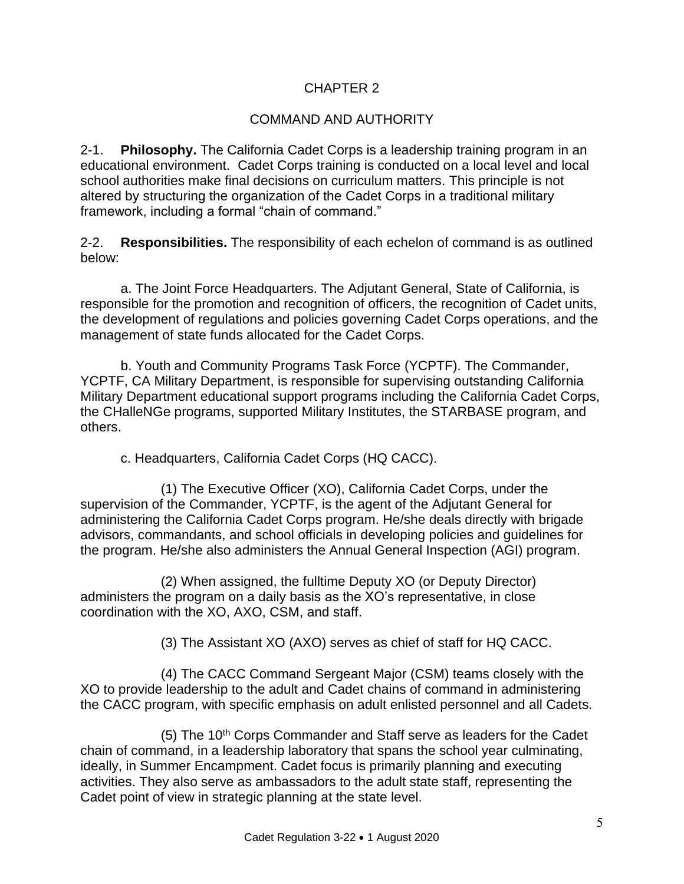# CHAPTER 2

## COMMAND AND AUTHORITY

2-1. **Philosophy.** The California Cadet Corps is a leadership training program in an educational environment. Cadet Corps training is conducted on a local level and local school authorities make final decisions on curriculum matters. This principle is not altered by structuring the organization of the Cadet Corps in a traditional military framework, including a formal "chain of command."

2-2. **Responsibilities.** The responsibility of each echelon of command is as outlined below:

a. The Joint Force Headquarters. The Adjutant General, State of California, is responsible for the promotion and recognition of officers, the recognition of Cadet units, the development of regulations and policies governing Cadet Corps operations, and the management of state funds allocated for the Cadet Corps.

b. Youth and Community Programs Task Force (YCPTF). The Commander, YCPTF, CA Military Department, is responsible for supervising outstanding California Military Department educational support programs including the California Cadet Corps, the CHalleNGe programs, supported Military Institutes, the STARBASE program, and others.

c. Headquarters, California Cadet Corps (HQ CACC).

(1) The Executive Officer (XO), California Cadet Corps, under the supervision of the Commander, YCPTF, is the agent of the Adjutant General for administering the California Cadet Corps program. He/she deals directly with brigade advisors, commandants, and school officials in developing policies and guidelines for the program. He/she also administers the Annual General Inspection (AGI) program.

(2) When assigned, the fulltime Deputy XO (or Deputy Director) administers the program on a daily basis as the XO's representative, in close coordination with the XO, AXO, CSM, and staff.

(3) The Assistant XO (AXO) serves as chief of staff for HQ CACC.

(4) The CACC Command Sergeant Major (CSM) teams closely with the XO to provide leadership to the adult and Cadet chains of command in administering the CACC program, with specific emphasis on adult enlisted personnel and all Cadets.

(5) The 10th Corps Commander and Staff serve as leaders for the Cadet chain of command, in a leadership laboratory that spans the school year culminating, ideally, in Summer Encampment. Cadet focus is primarily planning and executing activities. They also serve as ambassadors to the adult state staff, representing the Cadet point of view in strategic planning at the state level.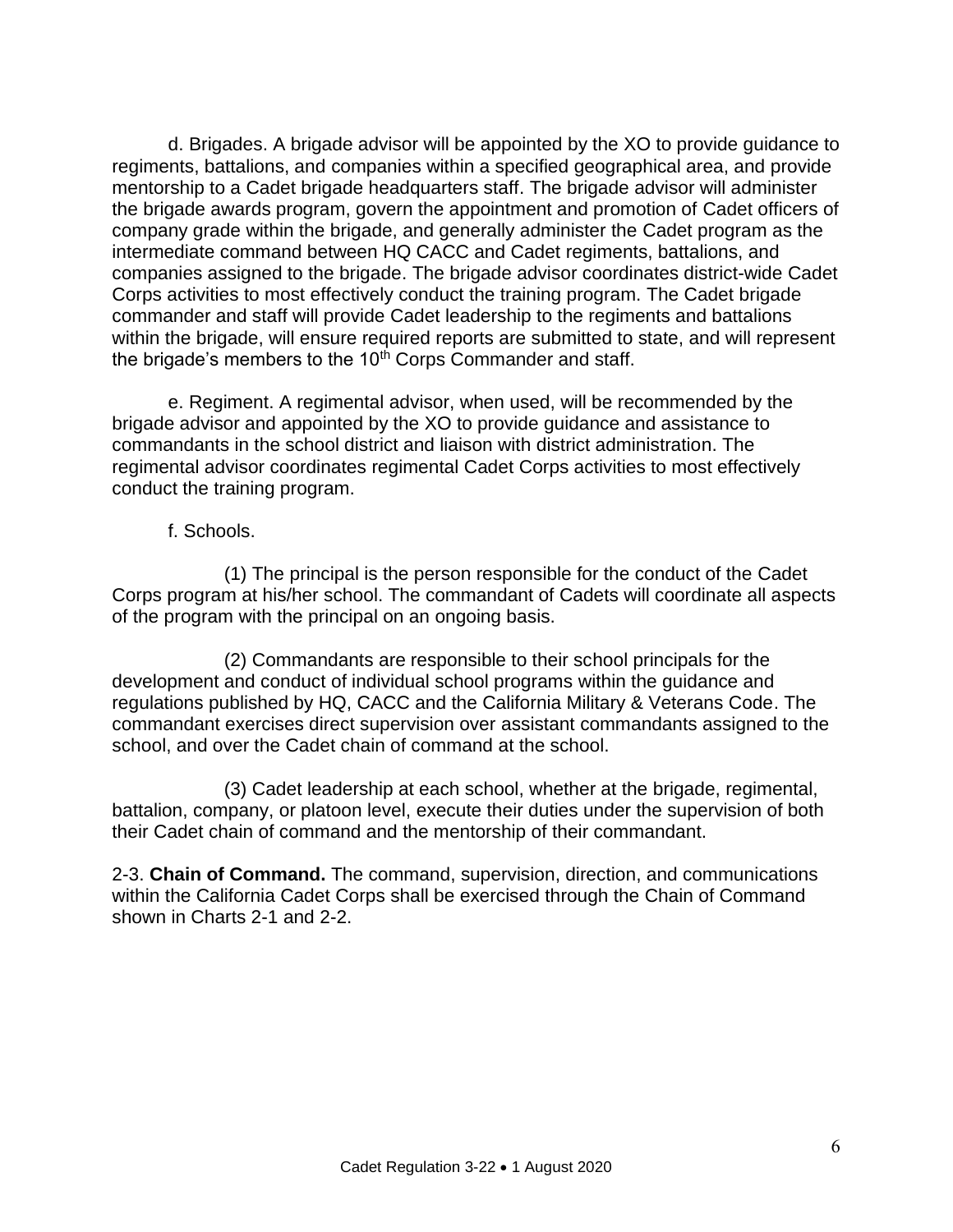d. Brigades. A brigade advisor will be appointed by the XO to provide guidance to regiments, battalions, and companies within a specified geographical area, and provide mentorship to a Cadet brigade headquarters staff. The brigade advisor will administer the brigade awards program, govern the appointment and promotion of Cadet officers of company grade within the brigade, and generally administer the Cadet program as the intermediate command between HQ CACC and Cadet regiments, battalions, and companies assigned to the brigade. The brigade advisor coordinates district-wide Cadet Corps activities to most effectively conduct the training program. The Cadet brigade commander and staff will provide Cadet leadership to the regiments and battalions within the brigade, will ensure required reports are submitted to state, and will represent the brigade's members to the 10th Corps Commander and staff.

e. Regiment. A regimental advisor, when used, will be recommended by the brigade advisor and appointed by the XO to provide guidance and assistance to commandants in the school district and liaison with district administration. The regimental advisor coordinates regimental Cadet Corps activities to most effectively conduct the training program.

f. Schools.

(1) The principal is the person responsible for the conduct of the Cadet Corps program at his/her school. The commandant of Cadets will coordinate all aspects of the program with the principal on an ongoing basis.

(2) Commandants are responsible to their school principals for the development and conduct of individual school programs within the guidance and regulations published by HQ, CACC and the California Military & Veterans Code. The commandant exercises direct supervision over assistant commandants assigned to the school, and over the Cadet chain of command at the school.

(3) Cadet leadership at each school, whether at the brigade, regimental, battalion, company, or platoon level, execute their duties under the supervision of both their Cadet chain of command and the mentorship of their commandant.

2-3. **Chain of Command.** The command, supervision, direction, and communications within the California Cadet Corps shall be exercised through the Chain of Command shown in Charts 2-1 and 2-2.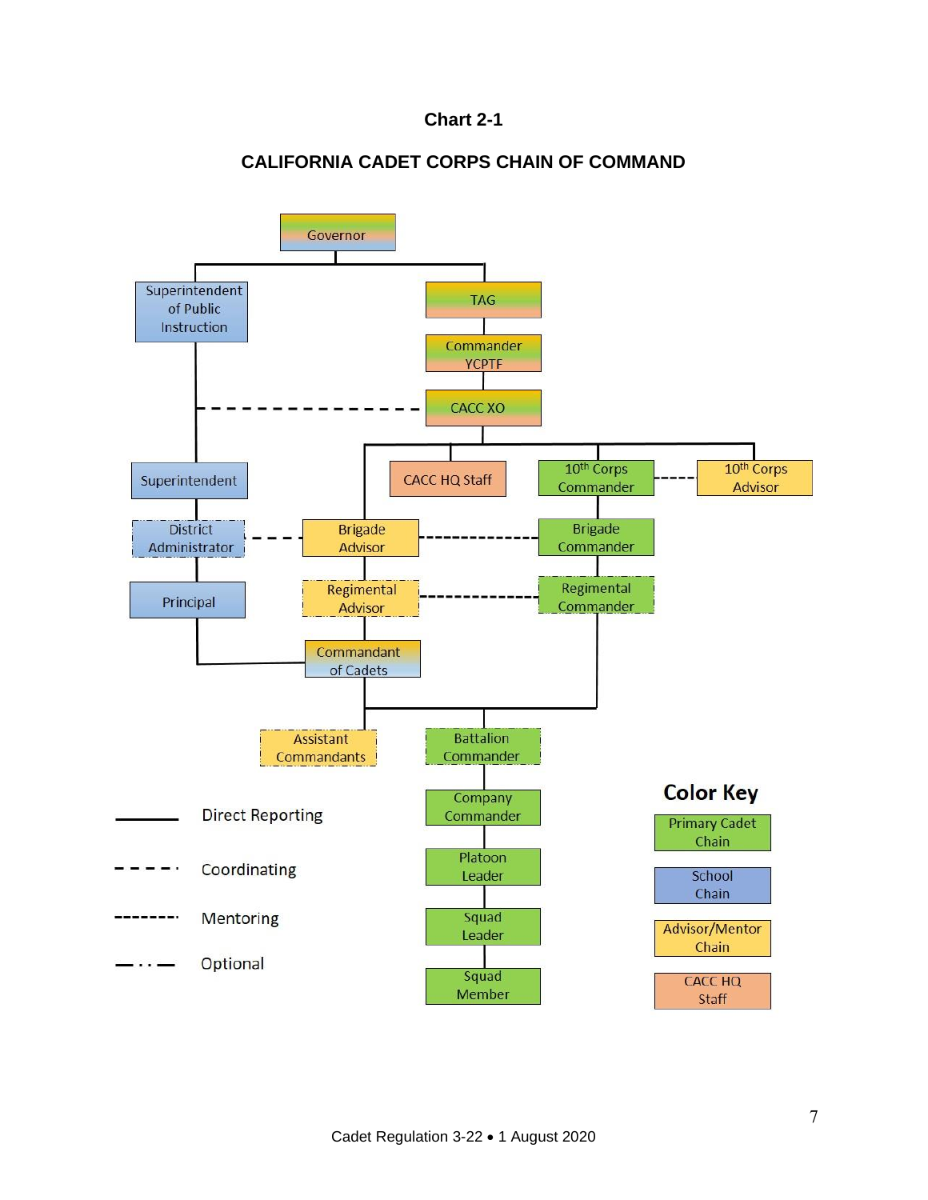**Chart 2-1**

**CALIFORNIA CADET CORPS CHAIN OF COMMAND**

Governor

Superintendent of Public Instruction

TAG

Commander YCPTF

CACC XO

Superintendent

CACC HQ Staff

10th Corps Commander

10th Corps Advisor

District Administrator

Brigade Advisor

Brigade Commander

Principal

Regimental Advisor

Regimental Commander

Commandant of Cadets

Assistant Commandants

Battalion Commander

Company Commander

Platoon Leader

Squad Leader

Squad Member

Direct Reporting

Coordinating

Mentoring

Optional

**Color Key**

Primary Cadet Chain

School Chain

Advisor/Mentor Chain

CACC HQ Staff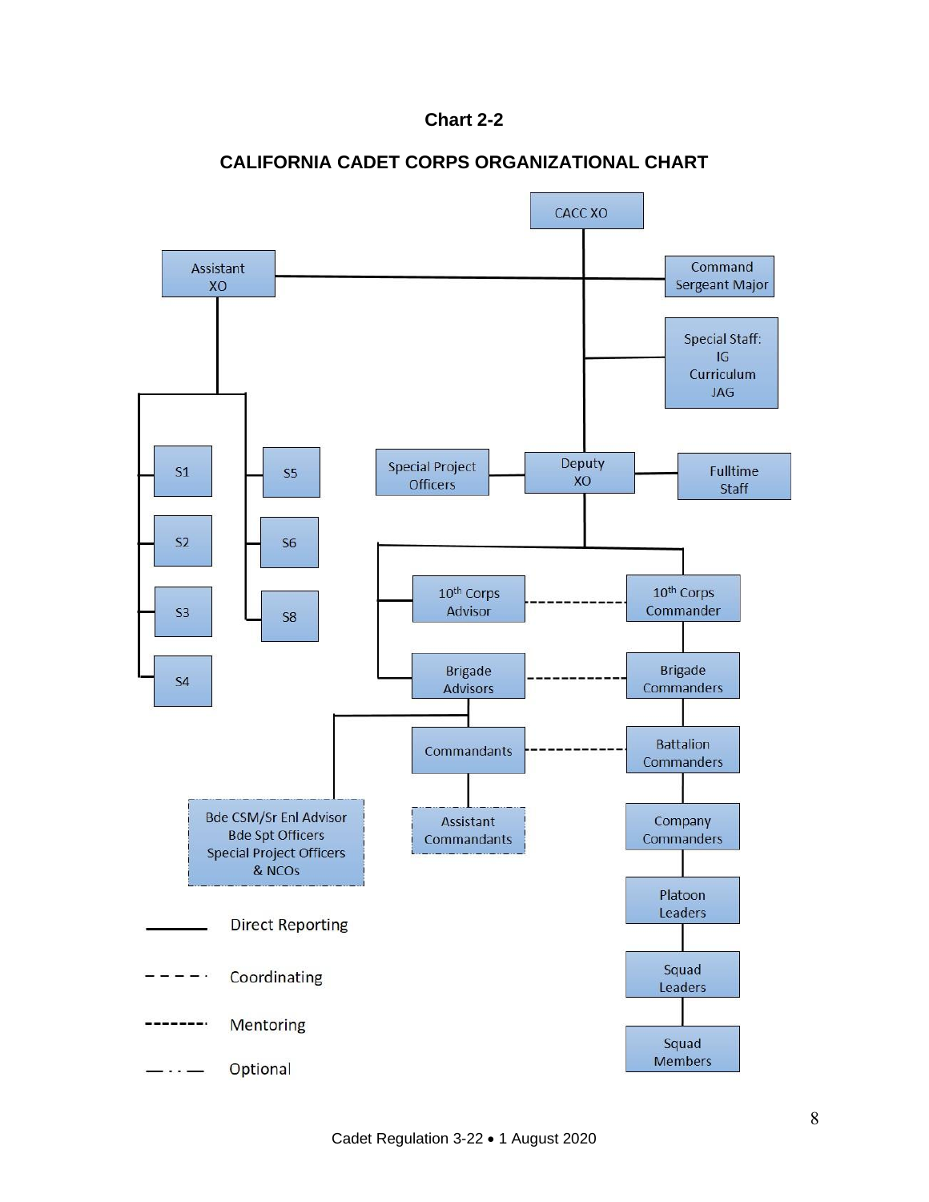**Chart 2-2**

**CALIFORNIA CADET CORPS ORGANIZATIONAL CHART**

CACC XO

Assistant XO

Command Sergeant Major

Special Staff:
IG
Curriculum
JAG

S1

S2

S3

S4

S5

S6

S8

Special Project Officers

Deputy XO

Fulltime Staff

10th Corps Advisor

10th Corps Commander

Brigade Advisors

Brigade Commanders

Commandants

Battalion Commanders

Bde CSM/Sr Enl Advisor
Bde Spt Officers
Special Project Officers
& NCOs

Assistant Commandants

Company Commanders

Platoon Leaders

Squad Leaders

Squad Members

Direct Reporting

Coordinating

Mentoring

Optional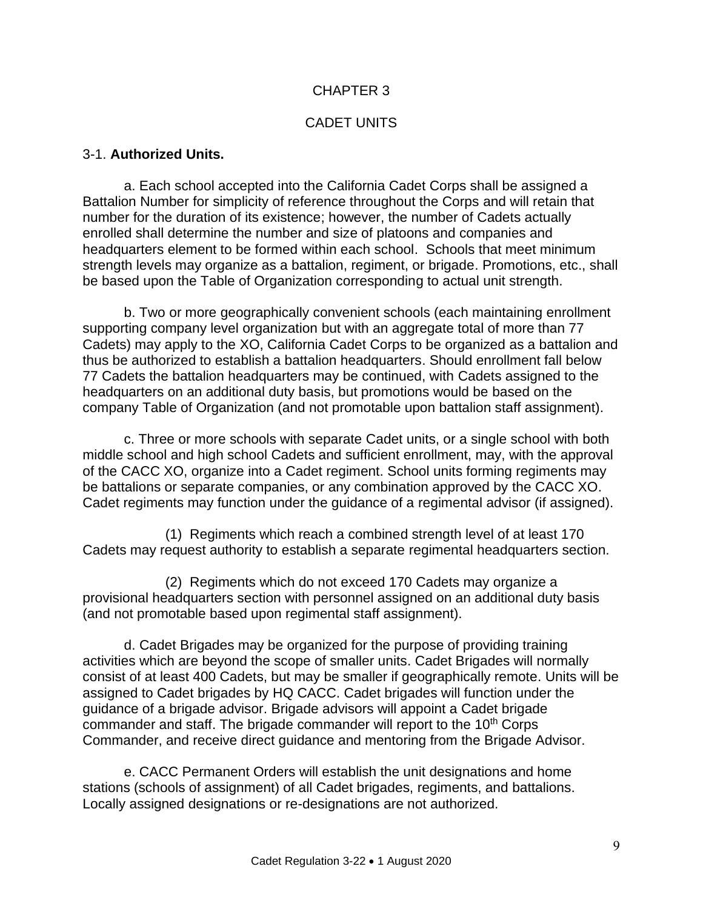# CHAPTER 3

## CADET UNITS

3-1. **Authorized Units.**

a. Each school accepted into the California Cadet Corps shall be assigned a Battalion Number for simplicity of reference throughout the Corps and will retain that number for the duration of its existence; however, the number of Cadets actually enrolled shall determine the number and size of platoons and companies and headquarters element to be formed within each school. Schools that meet minimum strength levels may organize as a battalion, regiment, or brigade. Promotions, etc., shall be based upon the Table of Organization corresponding to actual unit strength.

b. Two or more geographically convenient schools (each maintaining enrollment supporting company level organization but with an aggregate total of more than 77 Cadets) may apply to the XO, California Cadet Corps to be organized as a battalion and thus be authorized to establish a battalion headquarters. Should enrollment fall below 77 Cadets the battalion headquarters may be continued, with Cadets assigned to the headquarters on an additional duty basis, but promotions would be based on the company Table of Organization (and not promotable upon battalion staff assignment).

c. Three or more schools with separate Cadet units, or a single school with both middle school and high school Cadets and sufficient enrollment, may, with the approval of the CACC XO, organize into a Cadet regiment. School units forming regiments may be battalions or separate companies, or any combination approved by the CACC XO. Cadet regiments may function under the guidance of a regimental advisor (if assigned).

(1) Regiments which reach a combined strength level of at least 170 Cadets may request authority to establish a separate regimental headquarters section.

(2) Regiments which do not exceed 170 Cadets may organize a provisional headquarters section with personnel assigned on an additional duty basis (and not promotable based upon regimental staff assignment).

d. Cadet Brigades may be organized for the purpose of providing training activities which are beyond the scope of smaller units. Cadet Brigades will normally consist of at least 400 Cadets, but may be smaller if geographically remote. Units will be assigned to Cadet brigades by HQ CACC. Cadet brigades will function under the guidance of a brigade advisor. Brigade advisors will appoint a Cadet brigade commander and staff. The brigade commander will report to the 10th Corps Commander, and receive direct guidance and mentoring from the Brigade Advisor.

e. CACC Permanent Orders will establish the unit designations and home stations (schools of assignment) of all Cadet brigades, regiments, and battalions. Locally assigned designations or re-designations are not authorized.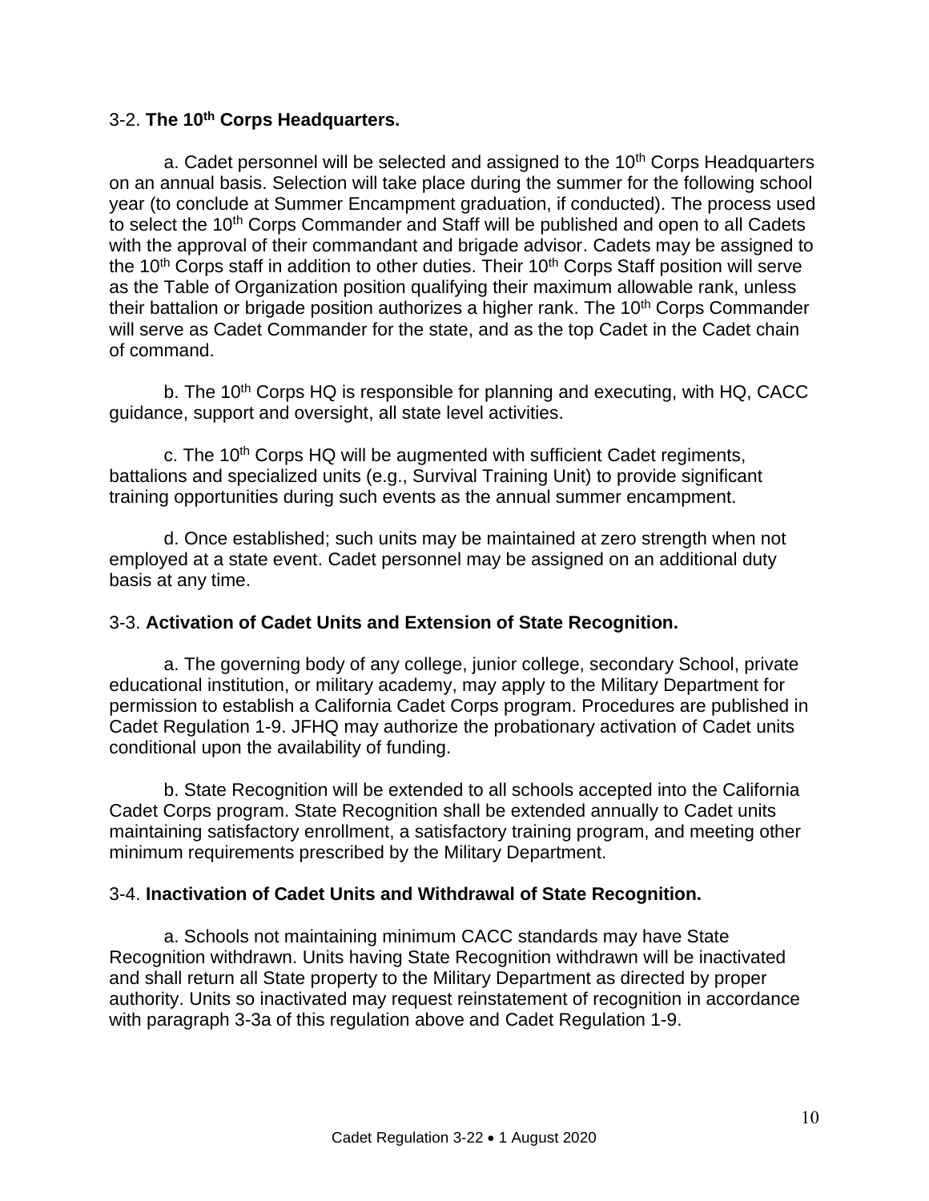3-2. **The 10th Corps Headquarters.**

a. Cadet personnel will be selected and assigned to the 10th Corps Headquarters on an annual basis. Selection will take place during the summer for the following school year (to conclude at Summer Encampment graduation, if conducted). The process used to select the 10th Corps Commander and Staff will be published and open to all Cadets with the approval of their commandant and brigade advisor. Cadets may be assigned to the 10th Corps staff in addition to other duties. Their 10th Corps Staff position will serve as the Table of Organization position qualifying their maximum allowable rank, unless their battalion or brigade position authorizes a higher rank. The 10th Corps Commander will serve as Cadet Commander for the state, and as the top Cadet in the Cadet chain of command.

b. The 10th Corps HQ is responsible for planning and executing, with HQ, CACC guidance, support and oversight, all state level activities.

c. The 10th Corps HQ will be augmented with sufficient Cadet regiments, battalions and specialized units (e.g., Survival Training Unit) to provide significant training opportunities during such events as the annual summer encampment.

d. Once established; such units may be maintained at zero strength when not employed at a state event. Cadet personnel may be assigned on an additional duty basis at any time.

3-3. **Activation of Cadet Units and Extension of State Recognition.**

a. The governing body of any college, junior college, secondary School, private educational institution, or military academy, may apply to the Military Department for permission to establish a California Cadet Corps program. Procedures are published in Cadet Regulation 1-9. JFHQ may authorize the probationary activation of Cadet units conditional upon the availability of funding.

b. State Recognition will be extended to all schools accepted into the California Cadet Corps program. State Recognition shall be extended annually to Cadet units maintaining satisfactory enrollment, a satisfactory training program, and meeting other minimum requirements prescribed by the Military Department.

3-4. **Inactivation of Cadet Units and Withdrawal of State Recognition.**

a. Schools not maintaining minimum CACC standards may have State Recognition withdrawn. Units having State Recognition withdrawn will be inactivated and shall return all State property to the Military Department as directed by proper authority. Units so inactivated may request reinstatement of recognition in accordance with paragraph 3-3a of this regulation above and Cadet Regulation 1-9.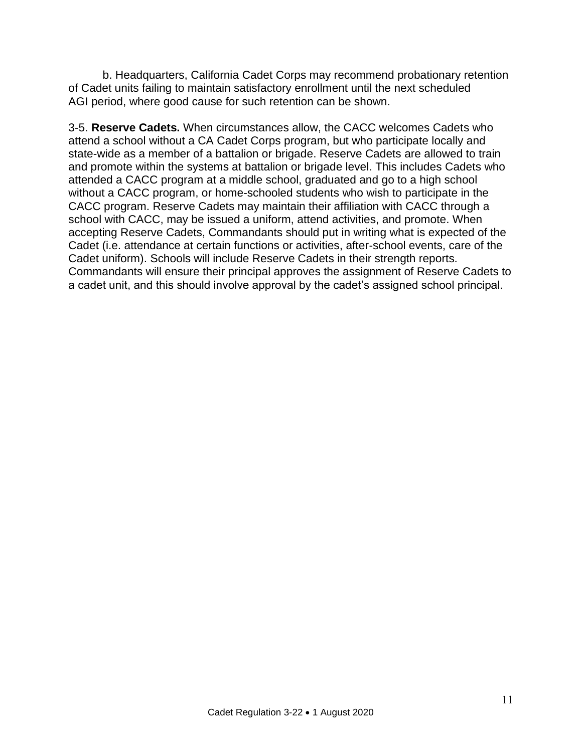b. Headquarters, California Cadet Corps may recommend probationary retention of Cadet units failing to maintain satisfactory enrollment until the next scheduled AGI period, where good cause for such retention can be shown.

3-5. **Reserve Cadets.** When circumstances allow, the CACC welcomes Cadets who attend a school without a CA Cadet Corps program, but who participate locally and state-wide as a member of a battalion or brigade. Reserve Cadets are allowed to train and promote within the systems at battalion or brigade level. This includes Cadets who attended a CACC program at a middle school, graduated and go to a high school without a CACC program, or home-schooled students who wish to participate in the CACC program. Reserve Cadets may maintain their affiliation with CACC through a school with CACC, may be issued a uniform, attend activities, and promote. When accepting Reserve Cadets, Commandants should put in writing what is expected of the Cadet (i.e. attendance at certain functions or activities, after-school events, care of the Cadet uniform). Schools will include Reserve Cadets in their strength reports. Commandants will ensure their principal approves the assignment of Reserve Cadets to a cadet unit, and this should involve approval by the cadet's assigned school principal.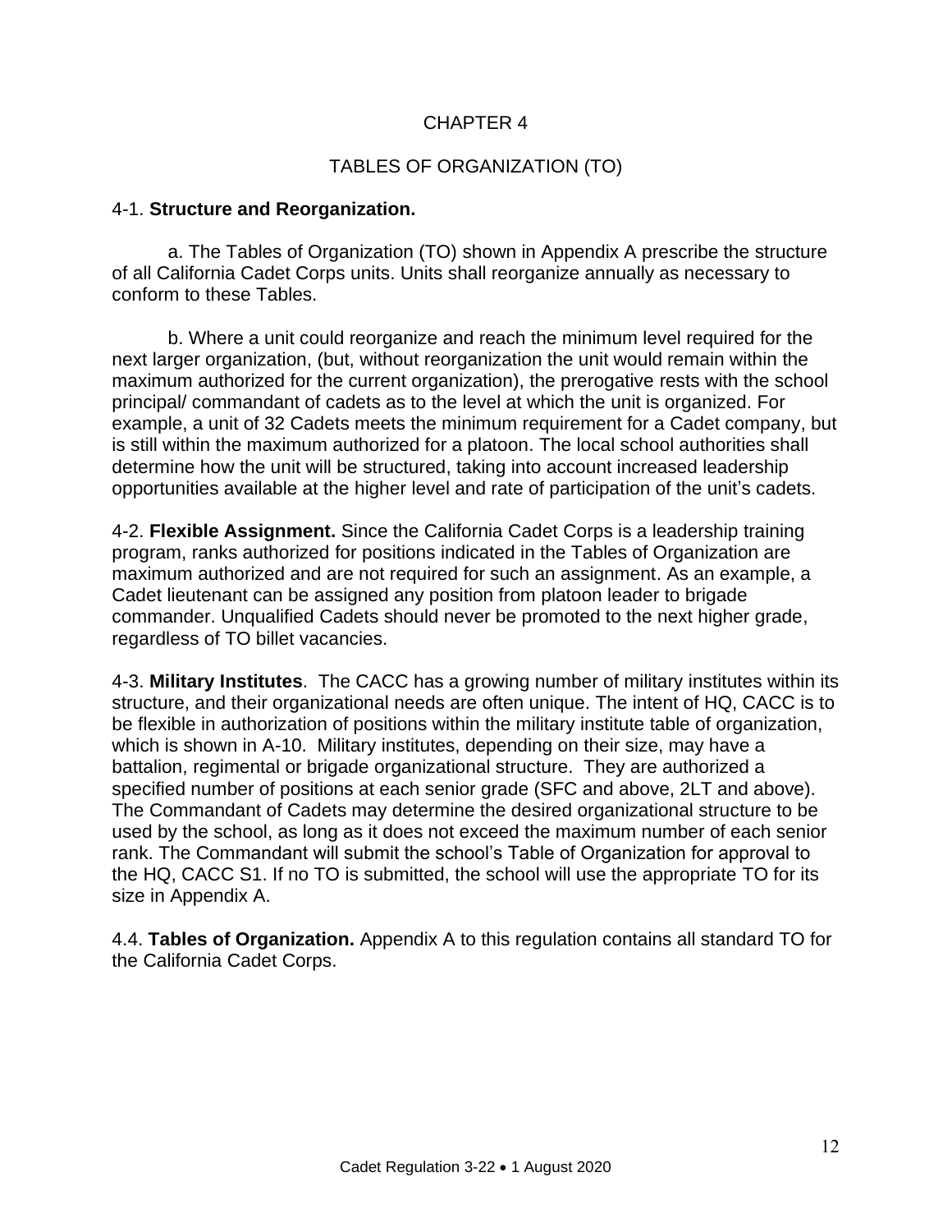# CHAPTER 4

## TABLES OF ORGANIZATION (TO)

4-1. **Structure and Reorganization.**

a. The Tables of Organization (TO) shown in Appendix A prescribe the structure of all California Cadet Corps units. Units shall reorganize annually as necessary to conform to these Tables.

b. Where a unit could reorganize and reach the minimum level required for the next larger organization, (but, without reorganization the unit would remain within the maximum authorized for the current organization), the prerogative rests with the school principal/ commandant of cadets as to the level at which the unit is organized. For example, a unit of 32 Cadets meets the minimum requirement for a Cadet company, but is still within the maximum authorized for a platoon. The local school authorities shall determine how the unit will be structured, taking into account increased leadership opportunities available at the higher level and rate of participation of the unit's cadets.

4-2. **Flexible Assignment.** Since the California Cadet Corps is a leadership training program, ranks authorized for positions indicated in the Tables of Organization are maximum authorized and are not required for such an assignment. As an example, a Cadet lieutenant can be assigned any position from platoon leader to brigade commander. Unqualified Cadets should never be promoted to the next higher grade, regardless of TO billet vacancies.

4-3. **Military Institutes**. The CACC has a growing number of military institutes within its structure, and their organizational needs are often unique. The intent of HQ, CACC is to be flexible in authorization of positions within the military institute table of organization, which is shown in A-10. Military institutes, depending on their size, may have a battalion, regimental or brigade organizational structure. They are authorized a specified number of positions at each senior grade (SFC and above, 2LT and above). The Commandant of Cadets may determine the desired organizational structure to be used by the school, as long as it does not exceed the maximum number of each senior rank. The Commandant will submit the school's Table of Organization for approval to the HQ, CACC S1. If no TO is submitted, the school will use the appropriate TO for its size in Appendix A.

4.4. **Tables of Organization.** Appendix A to this regulation contains all standard TO for the California Cadet Corps.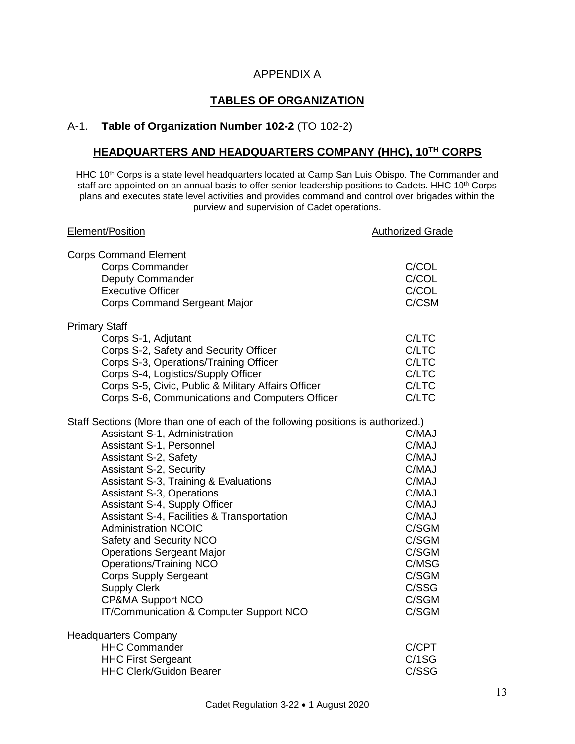# APPENDIX A

## TABLES OF ORGANIZATION

### A-1. **Table of Organization Number 102-2** (TO 102-2)

## HEADQUARTERS AND HEADQUARTERS COMPANY (HHC), 10TH CORPS

HHC 10th Corps is a state level headquarters located at Camp San Luis Obispo. The Commander and staff are appointed on an annual basis to offer senior leadership positions to Cadets. HHC 10th Corps plans and executes state level activities and provides command and control over brigades within the purview and supervision of Cadet operations.

| Element/Position | Authorized Grade |
|---|---|
| **Corps Command Element** | |
| Corps Commander | C/COL |
| Deputy Commander | C/COL |
| Executive Officer | C/COL |
| Corps Command Sergeant Major | C/CSM |
| **Primary Staff** | |
| Corps S-1, Adjutant | C/LTC |
| Corps S-2, Safety and Security Officer | C/LTC |
| Corps S-3, Operations/Training Officer | C/LTC |
| Corps S-4, Logistics/Supply Officer | C/LTC |
| Corps S-5, Civic, Public & Military Affairs Officer | C/LTC |
| Corps S-6, Communications and Computers Officer | C/LTC |
| **Staff Sections (More than one of each of the following positions is authorized.)** | |
| Assistant S-1, Administration | C/MAJ |
| Assistant S-1, Personnel | C/MAJ |
| Assistant S-2, Safety | C/MAJ |
| Assistant S-2, Security | C/MAJ |
| Assistant S-3, Training & Evaluations | C/MAJ |
| Assistant S-3, Operations | C/MAJ |
| Assistant S-4, Supply Officer | C/MAJ |
| Assistant S-4, Facilities & Transportation | C/MAJ |
| Administration NCOIC | C/SGM |
| Safety and Security NCO | C/SGM |
| Operations Sergeant Major | C/SGM |
| Operations/Training NCO | C/MSG |
| Corps Supply Sergeant | C/SGM |
| Supply Clerk | C/SSG |
| CP&MA Support NCO | C/SGM |
| IT/Communication & Computer Support NCO | C/SGM |
| **Headquarters Company** | |
| HHC Commander | C/CPT |
| HHC First Sergeant | C/1SG |
| HHC Clerk/Guidon Bearer | C/SSG |

Cadet Regulation 3-22 • 1 August 2020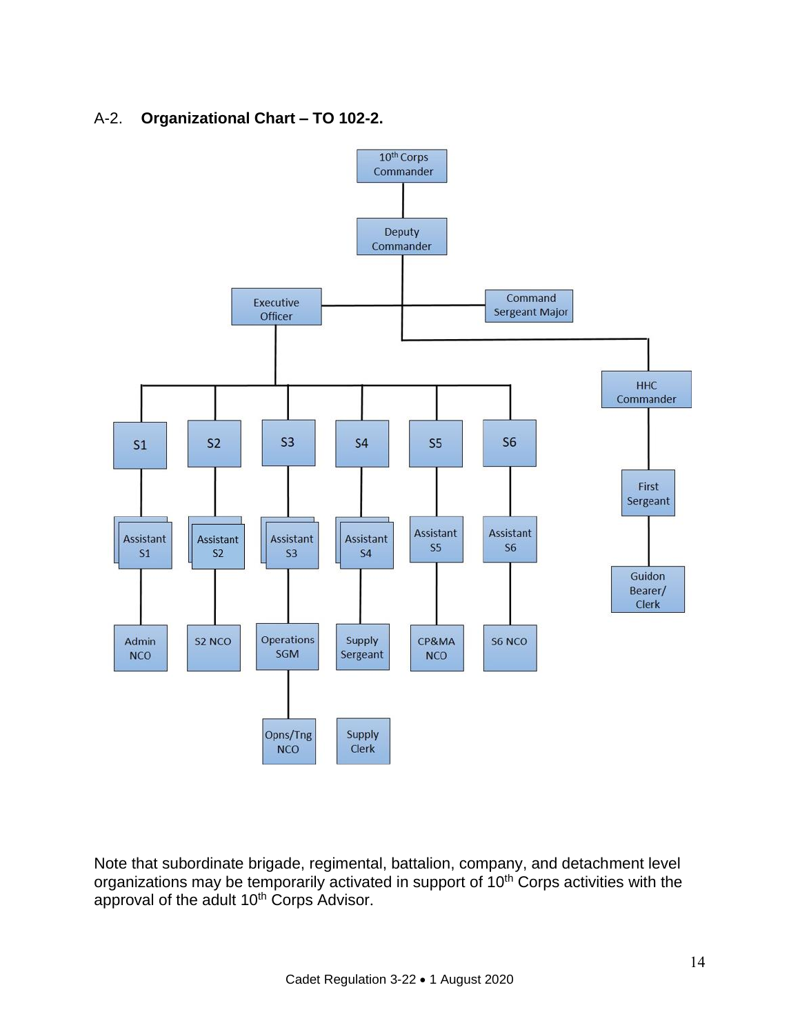A-2. **Organizational Chart – TO 102-2.**

- 10th Corps Commander
  - Deputy Commander
    - Executive Officer
      - S1
        - Assistant S1
          - Admin NCO
      - S2
        - Assistant S2
          - S2 NCO
      - S3
        - Assistant S3
          - Operations SGM
            - Opns/Trg NCO
      - S4
        - Assistant S4
          - Supply Sergeant
            - Supply Clerk
      - S5
        - Assistant S5
          - CP&MA NCO
      - S6
        - Assistant S6
          - S6 NCO
    - Command Sergeant Major
    - HHC Commander
      - First Sergeant
        - Guidon Bearer/ Clerk

Note that subordinate brigade, regimental, battalion, company, and detachment level organizations may be temporarily activated in support of 10th Corps activities with the approval of the adult 10th Corps Advisor.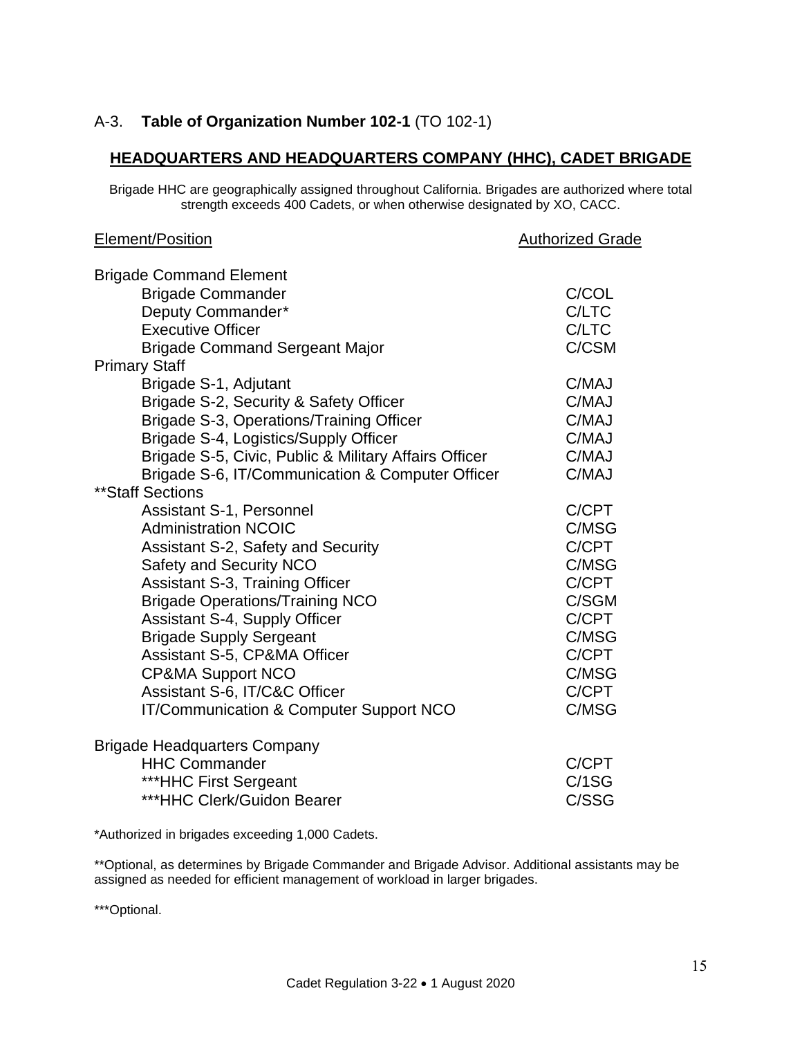## A-3. **Table of Organization Number 102-1** (TO 102-1)

### HEADQUARTERS AND HEADQUARTERS COMPANY (HHC), CADET BRIGADE

Brigade HHC are geographically assigned throughout California. Brigades are authorized where total strength exceeds 400 Cadets, or when otherwise designated by XO, CACC.

| Element/Position | Authorized Grade |
|---|---|
| **Brigade Command Element** | |
| Brigade Commander | C/COL |
| Deputy Commander* | C/LTC |
| Executive Officer | C/LTC |
| Brigade Command Sergeant Major | C/CSM |
| **Primary Staff** | |
| Brigade S-1, Adjutant | C/MAJ |
| Brigade S-2, Security & Safety Officer | C/MAJ |
| Brigade S-3, Operations/Training Officer | C/MAJ |
| Brigade S-4, Logistics/Supply Officer | C/MAJ |
| Brigade S-5, Civic, Public & Military Affairs Officer | C/MAJ |
| Brigade S-6, IT/Communication & Computer Officer | C/MAJ |
| **\*\*Staff Sections** | |
| Assistant S-1, Personnel | C/CPT |
| Administration NCOIC | C/MSG |
| Assistant S-2, Safety and Security | C/CPT |
| Safety and Security NCO | C/MSG |
| Assistant S-3, Training Officer | C/CPT |
| Brigade Operations/Training NCO | C/SGM |
| Assistant S-4, Supply Officer | C/CPT |
| Brigade Supply Sergeant | C/MSG |
| Assistant S-5, CP&MA Officer | C/CPT |
| CP&MA Support NCO | C/MSG |
| Assistant S-6, IT/C&C Officer | C/CPT |
| IT/Communication & Computer Support NCO | C/MSG |
| **Brigade Headquarters Company** | |
| HHC Commander | C/CPT |
| ***HHC First Sergeant | C/1SG |
| ***HHC Clerk/Guidon Bearer | C/SSG |

*Authorized in brigades exceeding 1,000 Cadets.

**Optional, as determines by Brigade Commander and Brigade Advisor. Additional assistants may be assigned as needed for efficient management of workload in larger brigades.

***Optional.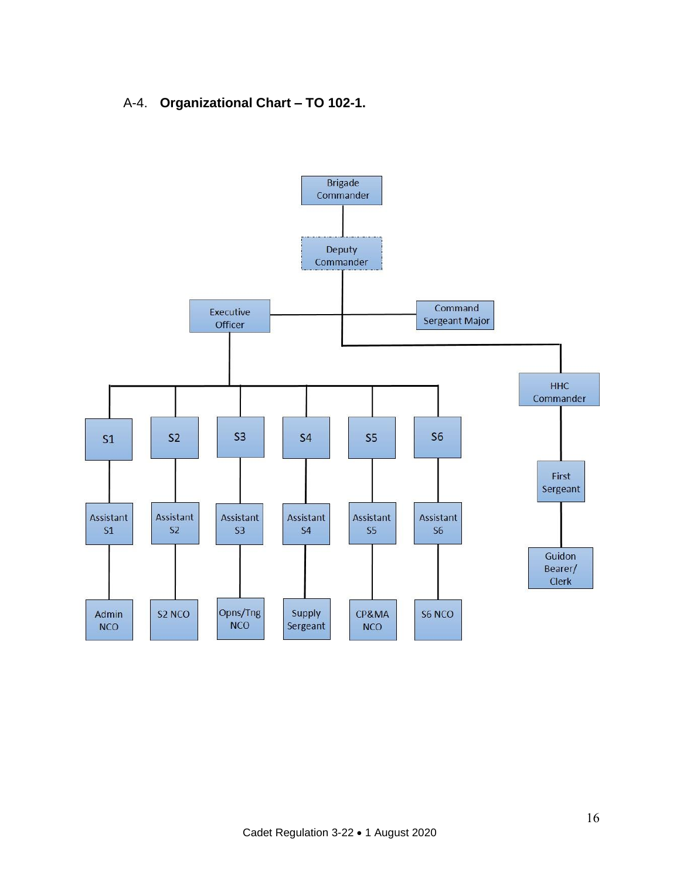A-4. **Organizational Chart – TO 102-1.**

Brigade Commander

Deputy Commander

Executive Officer

Command Sergeant Major

HHC Commander

S1

S2

S3

S4

S5

S6

First Sergeant

Assistant S1

Assistant S2

Assistant S3

Assistant S4

Assistant S5

Assistant S6

Guidon Bearer/ Clerk

Admin NCO

S2 NCO

Opns/Tng NCO

Supply Sergeant

CP&MA NCO

S6 NCO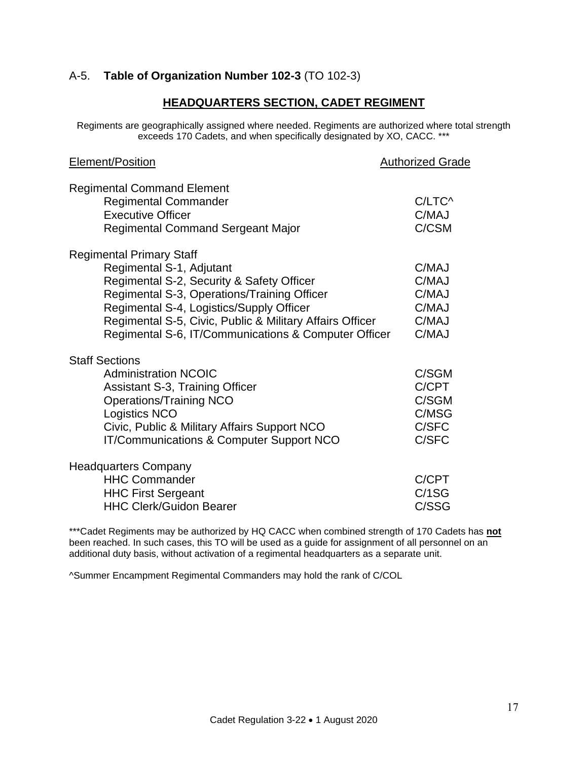## A-5. **Table of Organization Number 102-3** (TO 102-3)

### **HEADQUARTERS SECTION, CADET REGIMENT**

Regiments are geographically assigned where needed. Regiments are authorized where total strength exceeds 170 Cadets, and when specifically designated by XO, CACC. ***

| Element/Position | Authorized Grade |
|---|---|
| **Regimental Command Element** | |
| Regimental Commander | C/LTC^ |
| Executive Officer | C/MAJ |
| Regimental Command Sergeant Major | C/CSM |
| **Regimental Primary Staff** | |
| Regimental S-1, Adjutant | C/MAJ |
| Regimental S-2, Security & Safety Officer | C/MAJ |
| Regimental S-3, Operations/Training Officer | C/MAJ |
| Regimental S-4, Logistics/Supply Officer | C/MAJ |
| Regimental S-5, Civic, Public & Military Affairs Officer | C/MAJ |
| Regimental S-6, IT/Communications & Computer Officer | C/MAJ |
| **Staff Sections** | |
| Administration NCOIC | C/SGM |
| Assistant S-3, Training Officer | C/CPT |
| Operations/Training NCO | C/SGM |
| Logistics NCO | C/MSG |
| Civic, Public & Military Affairs Support NCO | C/SFC |
| IT/Communications & Computer Support NCO | C/SFC |
| **Headquarters Company** | |
| HHC Commander | C/CPT |
| HHC First Sergeant | C/1SG |
| HHC Clerk/Guidon Bearer | C/SSG |

***Cadet Regiments may be authorized by HQ CACC when combined strength of 170 Cadets has **not** been reached. In such cases, this TO will be used as a guide for assignment of all personnel on an additional duty basis, without activation of a regimental headquarters as a separate unit.

^Summer Encampment Regimental Commanders may hold the rank of C/COL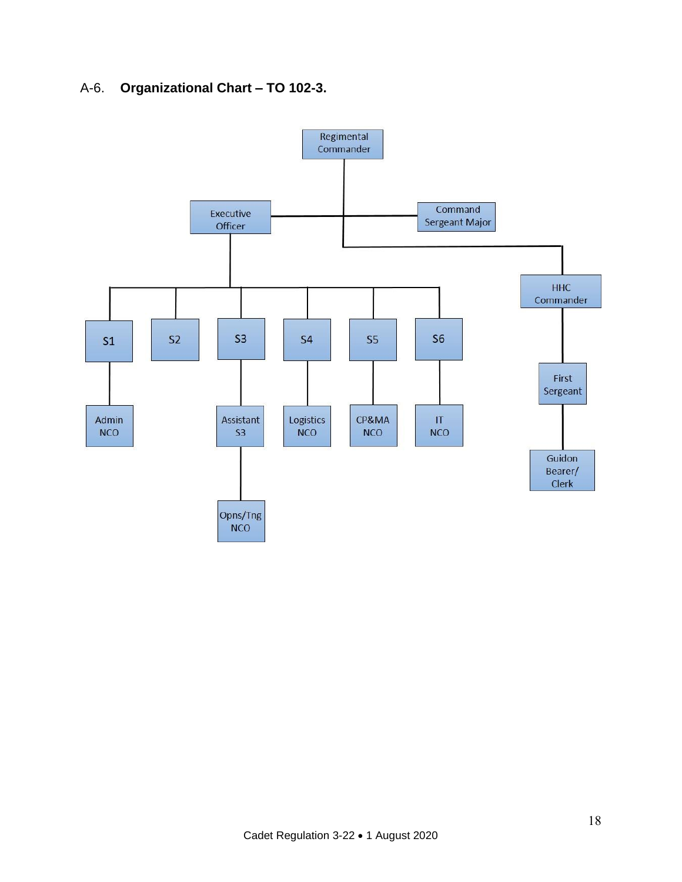A-6. **Organizational Chart – TO 102-3.**

- Regimental Commander
  - Executive Officer
    - S1
      - Admin NCO
    - S2
    - S3
      - Assistant S3
        - Opns/Tng NCO
    - S4
      - Logistics NCO
    - S5
      - CP&MA NCO
    - S6
      - IT NCO
  - Command Sergeant Major
  - HHC Commander
    - First Sergeant
      - Guidon Bearer/ Clerk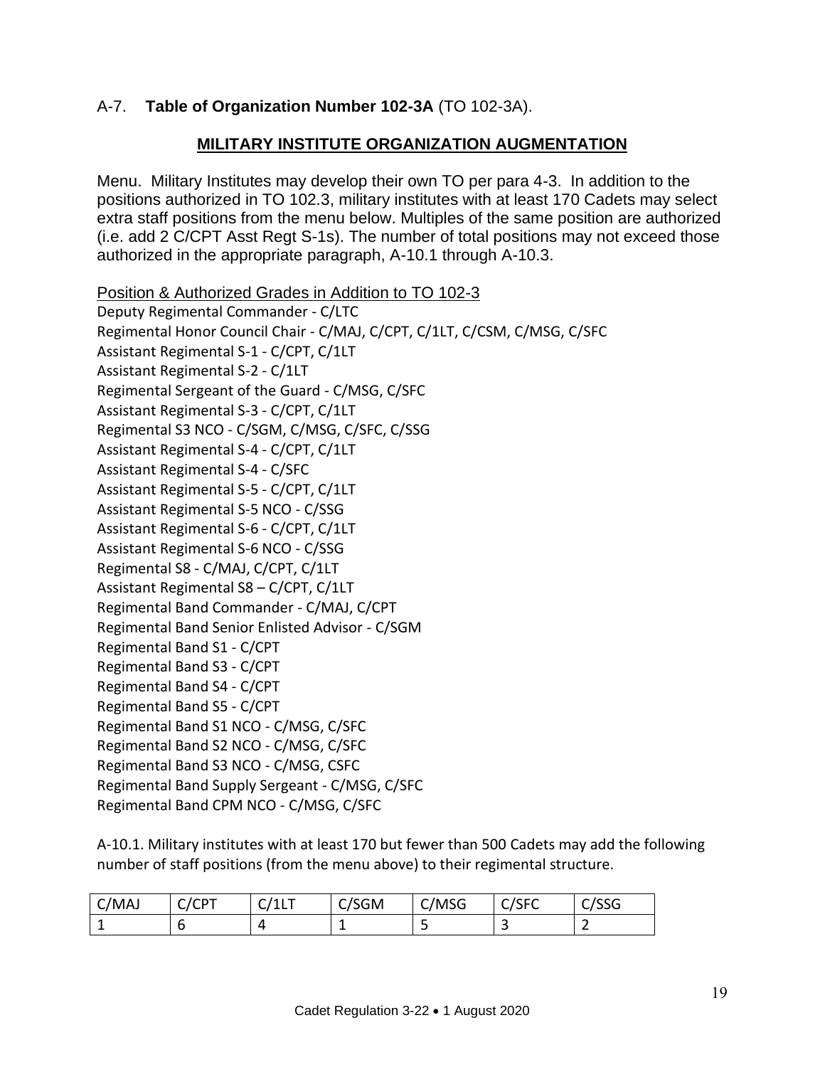A-7. **Table of Organization Number 102-3A** (TO 102-3A).

## MILITARY INSTITUTE ORGANIZATION AUGMENTATION

Menu. Military Institutes may develop their own TO per para 4-3. In addition to the positions authorized in TO 102.3, military institutes with at least 170 Cadets may select extra staff positions from the menu below. Multiples of the same position are authorized (i.e. add 2 C/CPT Asst Regt S-1s). The number of total positions may not exceed those authorized in the appropriate paragraph, A-10.1 through A-10.3.

Position & Authorized Grades in Addition to TO 102-3

Deputy Regimental Commander - C/LTC
Regimental Honor Council Chair - C/MAJ, C/CPT, C/1LT, C/CSM, C/MSG, C/SFC
Assistant Regimental S-1 - C/CPT, C/1LT
Assistant Regimental S-2 - C/1LT
Regimental Sergeant of the Guard - C/MSG, C/SFC
Assistant Regimental S-3 - C/CPT, C/1LT
Regimental S3 NCO - C/SGM, C/MSG, C/SFC, C/SSG
Assistant Regimental S-4 - C/CPT, C/1LT
Assistant Regimental S-4 - C/SFC
Assistant Regimental S-5 - C/CPT, C/1LT
Assistant Regimental S-5 NCO - C/SSG
Assistant Regimental S-6 - C/CPT, C/1LT
Assistant Regimental S-6 NCO - C/SSG
Regimental S8 - C/MAJ, C/CPT, C/1LT
Assistant Regimental S8 – C/CPT, C/1LT
Regimental Band Commander - C/MAJ, C/CPT
Regimental Band Senior Enlisted Advisor - C/SGM
Regimental Band S1 - C/CPT
Regimental Band S3 - C/CPT
Regimental Band S4 - C/CPT
Regimental Band S5 - C/CPT
Regimental Band S1 NCO - C/MSG, C/SFC
Regimental Band S2 NCO - C/MSG, C/SFC
Regimental Band S3 NCO - C/MSG, CSFC
Regimental Band Supply Sergeant - C/MSG, C/SFC
Regimental Band CPM NCO - C/MSG, C/SFC

A-10.1. Military institutes with at least 170 but fewer than 500 Cadets may add the following number of staff positions (from the menu above) to their regimental structure.

| C/MAJ | C/CPT | C/1LT | C/SGM | C/MSG | C/SFC | C/SSG |
|---|---|---|---|---|---|---|
| 1 | 6 | 4 | 1 | 5 | 3 | 2 |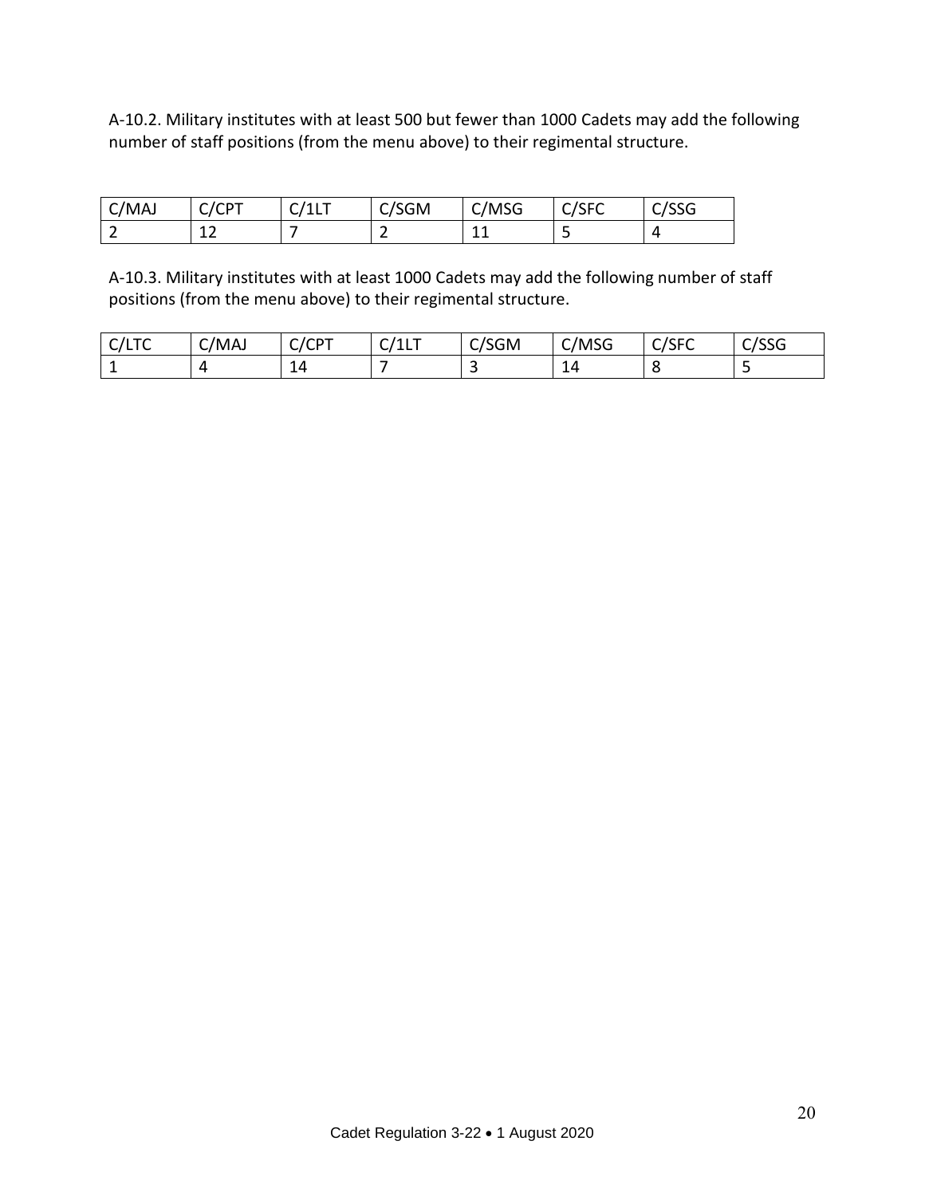A-10.2. Military institutes with at least 500 but fewer than 1000 Cadets may add the following number of staff positions (from the menu above) to their regimental structure.

| C/MAJ | C/CPT | C/1LT | C/SGM | C/MSG | C/SFC | C/SSG |
|---|---|---|---|---|---|---|
| 2 | 12 | 7 | 2 | 11 | 5 | 4 |

A-10.3. Military institutes with at least 1000 Cadets may add the following number of staff positions (from the menu above) to their regimental structure.

| C/LTC | C/MAJ | C/CPT | C/1LT | C/SGM | C/MSG | C/SFC | C/SSG |
|---|---|---|---|---|---|---|---|
| 1 | 4 | 14 | 7 | 3 | 14 | 8 | 5 |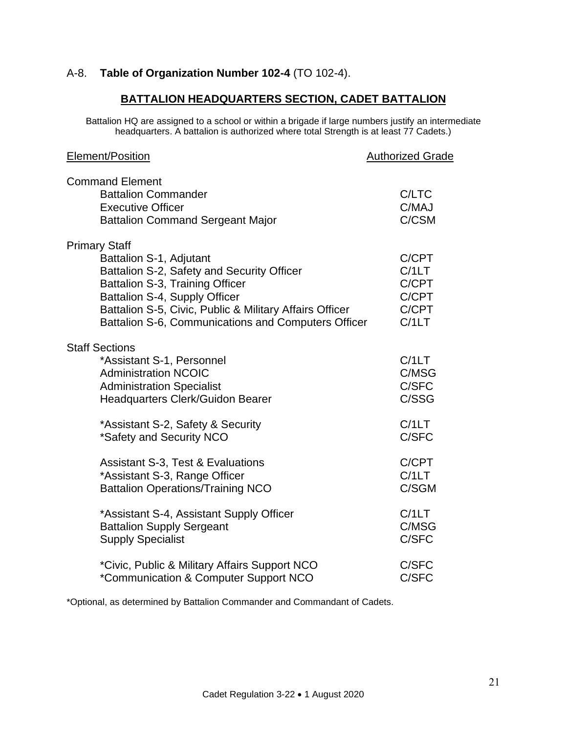A-8. **Table of Organization Number 102-4** (TO 102-4).

## BATTALION HEADQUARTERS SECTION, CADET BATTALION

Battalion HQ are assigned to a school or within a brigade if large numbers justify an intermediate headquarters. A battalion is authorized where total Strength is at least 77 Cadets.)

| Element/Position | Authorized Grade |
|---|---|
| **Command Element** | |
| Battalion Commander | C/LTC |
| Executive Officer | C/MAJ |
| Battalion Command Sergeant Major | C/CSM |
| **Primary Staff** | |
| Battalion S-1, Adjutant | C/CPT |
| Battalion S-2, Safety and Security Officer | C/1LT |
| Battalion S-3, Training Officer | C/CPT |
| Battalion S-4, Supply Officer | C/CPT |
| Battalion S-5, Civic, Public & Military Affairs Officer | C/CPT |
| Battalion S-6, Communications and Computers Officer | C/1LT |
| **Staff Sections** | |
| *Assistant S-1, Personnel | C/1LT |
| Administration NCOIC | C/MSG |
| Administration Specialist | C/SFC |
| Headquarters Clerk/Guidon Bearer | C/SSG |
| *Assistant S-2, Safety & Security | C/1LT |
| *Safety and Security NCO | C/SFC |
| Assistant S-3, Test & Evaluations | C/CPT |
| *Assistant S-3, Range Officer | C/1LT |
| Battalion Operations/Training NCO | C/SGM |
| *Assistant S-4, Assistant Supply Officer | C/1LT |
| Battalion Supply Sergeant | C/MSG |
| Supply Specialist | C/SFC |
| *Civic, Public & Military Affairs Support NCO | C/SFC |
| *Communication & Computer Support NCO | C/SFC |

*Optional, as determined by Battalion Commander and Commandant of Cadets.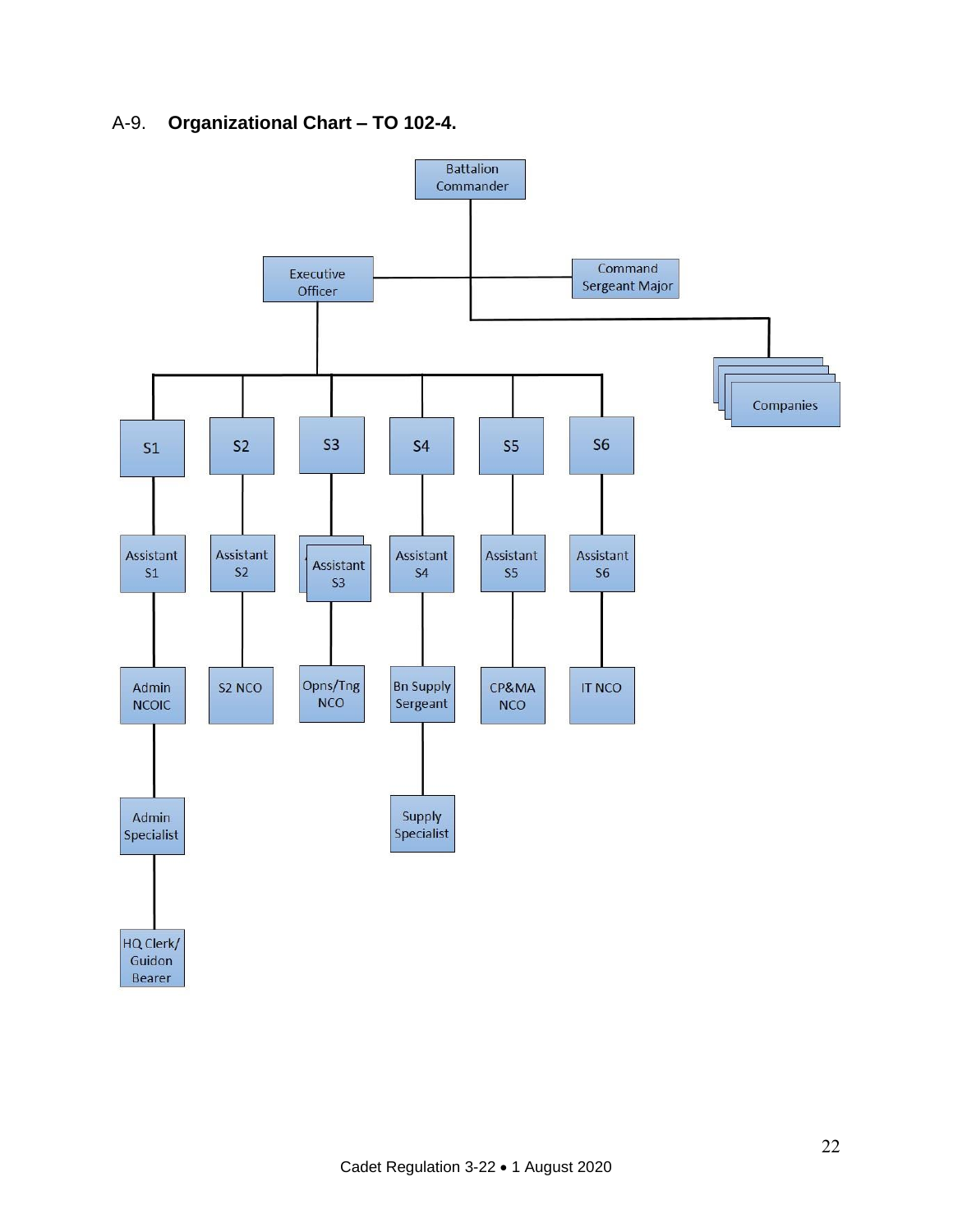A-9. **Organizational Chart – TO 102-4.**

Battalion Commander

Executive Officer

Command Sergeant Major

Companies

S1

S2

S3

S4

S5

S6

Assistant S1

Assistant S2

Assistant S3

Assistant S4

Assistant S5

Assistant S6

Admin NCOIC

S2 NCO

Opns/Tng NCO

Bn Supply Sergeant

CP&MA NCO

IT NCO

Admin Specialist

Supply Specialist

HQ Clerk/ Guidon Bearer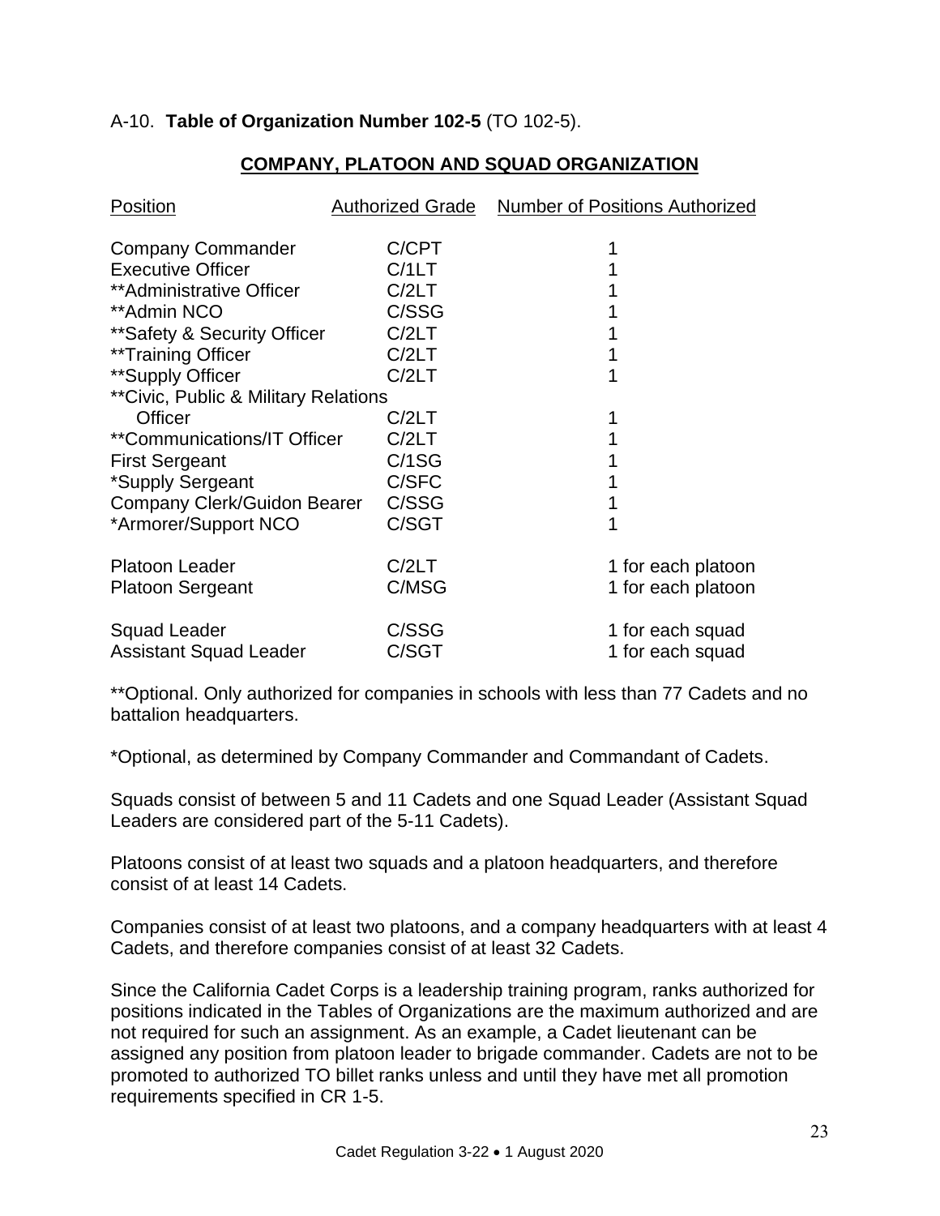A-10. **Table of Organization Number 102-5** (TO 102-5).

## COMPANY, PLATOON AND SQUAD ORGANIZATION

| Position | Authorized Grade | Number of Positions Authorized |
|---|---|---|
| Company Commander | C/CPT | 1 |
| Executive Officer | C/1LT | 1 |
| **Administrative Officer | C/2LT | 1 |
| **Admin NCO | C/SSG | 1 |
| **Safety & Security Officer | C/2LT | 1 |
| **Training Officer | C/2LT | 1 |
| **Supply Officer | C/2LT | 1 |
| **Civic, Public & Military Relations Officer | C/2LT | 1 |
| **Communications/IT Officer | C/2LT | 1 |
| First Sergeant | C/1SG | 1 |
| *Supply Sergeant | C/SFC | 1 |
| Company Clerk/Guidon Bearer | C/SSG | 1 |
| *Armorer/Support NCO | C/SGT | 1 |
| Platoon Leader | C/2LT | 1 for each platoon |
| Platoon Sergeant | C/MSG | 1 for each platoon |
| Squad Leader | C/SSG | 1 for each squad |
| Assistant Squad Leader | C/SGT | 1 for each squad |

**Optional. Only authorized for companies in schools with less than 77 Cadets and no battalion headquarters.

*Optional, as determined by Company Commander and Commandant of Cadets.

Squads consist of between 5 and 11 Cadets and one Squad Leader (Assistant Squad Leaders are considered part of the 5-11 Cadets).

Platoons consist of at least two squads and a platoon headquarters, and therefore consist of at least 14 Cadets.

Companies consist of at least two platoons, and a company headquarters with at least 4 Cadets, and therefore companies consist of at least 32 Cadets.

Since the California Cadet Corps is a leadership training program, ranks authorized for positions indicated in the Tables of Organizations are the maximum authorized and are not required for such an assignment. As an example, a Cadet lieutenant can be assigned any position from platoon leader to brigade commander. Cadets are not to be promoted to authorized TO billet ranks unless and until they have met all promotion requirements specified in CR 1-5.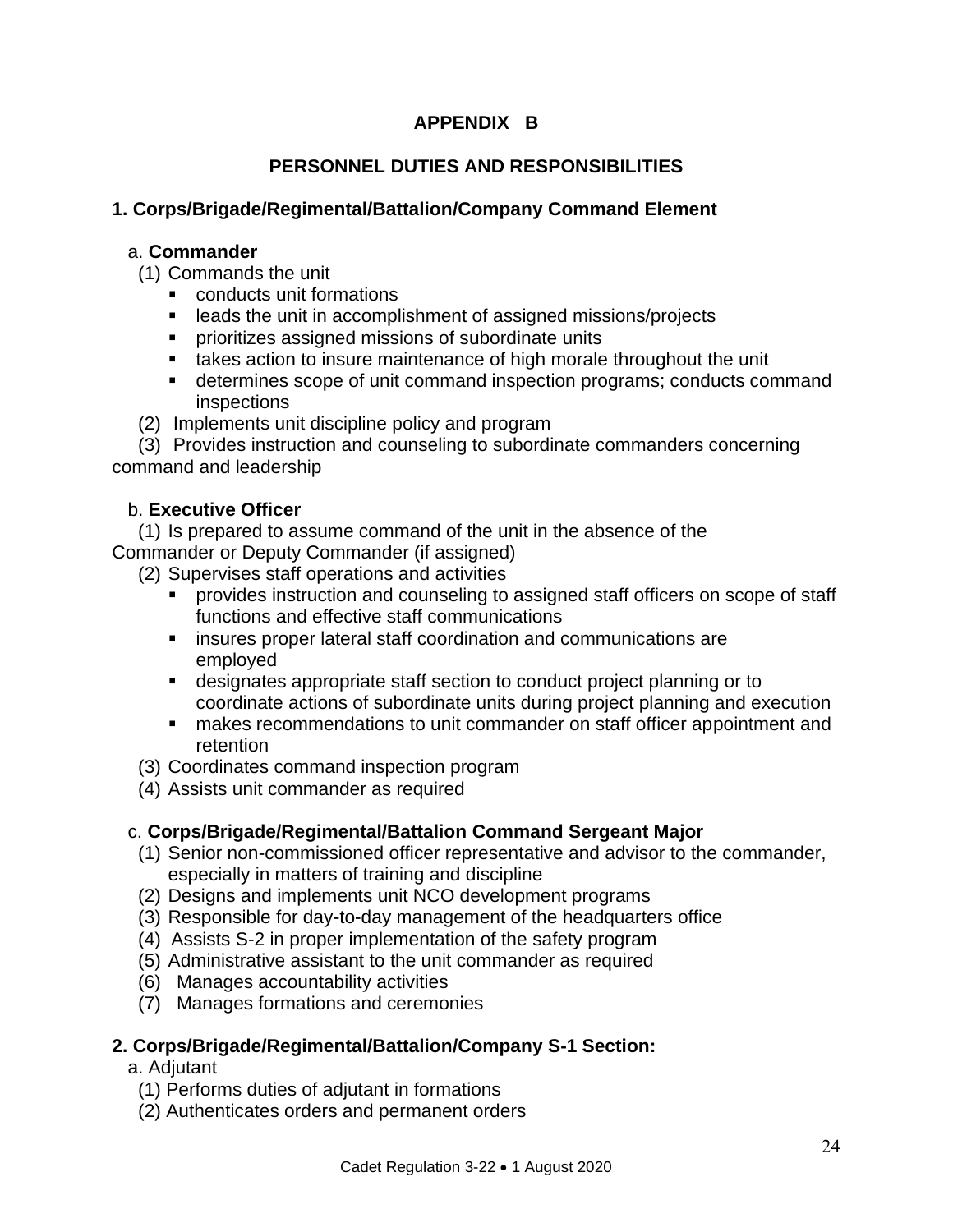## APPENDIX B

## PERSONNEL DUTIES AND RESPONSIBILITIES

### 1. Corps/Brigade/Regimental/Battalion/Company Command Element

a. **Commander**

(1) Commands the unit

- conducts unit formations
- leads the unit in accomplishment of assigned missions/projects
- prioritizes assigned missions of subordinate units
- takes action to insure maintenance of high morale throughout the unit
- determines scope of unit command inspection programs; conducts command inspections

(2) Implements unit discipline policy and program

(3) Provides instruction and counseling to subordinate commanders concerning command and leadership

b. **Executive Officer**

(1) Is prepared to assume command of the unit in the absence of the Commander or Deputy Commander (if assigned)

(2) Supervises staff operations and activities

- provides instruction and counseling to assigned staff officers on scope of staff functions and effective staff communications
- insures proper lateral staff coordination and communications are employed
- designates appropriate staff section to conduct project planning or to coordinate actions of subordinate units during project planning and execution
- makes recommendations to unit commander on staff officer appointment and retention

(3) Coordinates command inspection program

(4) Assists unit commander as required

c. **Corps/Brigade/Regimental/Battalion Command Sergeant Major**

(1) Senior non-commissioned officer representative and advisor to the commander, especially in matters of training and discipline

(2) Designs and implements unit NCO development programs

(3) Responsible for day-to-day management of the headquarters office

(4) Assists S-2 in proper implementation of the safety program

(5) Administrative assistant to the unit commander as required

(6) Manages accountability activities

(7) Manages formations and ceremonies

### 2. Corps/Brigade/Regimental/Battalion/Company S-1 Section:

a. Adjutant

(1) Performs duties of adjutant in formations

(2) Authenticates orders and permanent orders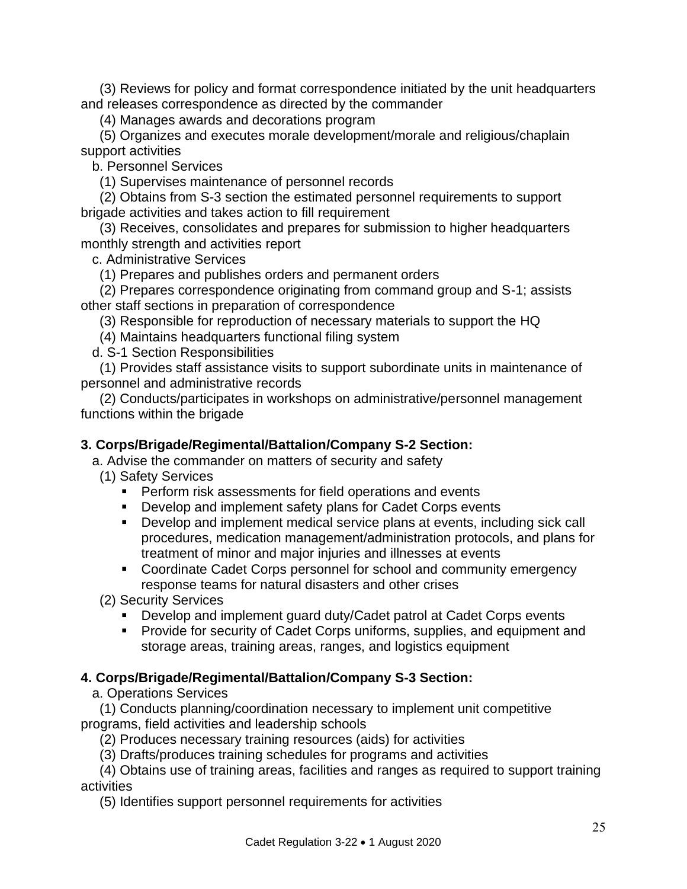(3) Reviews for policy and format correspondence initiated by the unit headquarters and releases correspondence as directed by the commander

(4) Manages awards and decorations program

(5) Organizes and executes morale development/morale and religious/chaplain support activities

b. Personnel Services

(1) Supervises maintenance of personnel records

(2) Obtains from S-3 section the estimated personnel requirements to support brigade activities and takes action to fill requirement

(3) Receives, consolidates and prepares for submission to higher headquarters monthly strength and activities report

c. Administrative Services

(1) Prepares and publishes orders and permanent orders

(2) Prepares correspondence originating from command group and S-1; assists other staff sections in preparation of correspondence

(3) Responsible for reproduction of necessary materials to support the HQ

(4) Maintains headquarters functional filing system

d. S-1 Section Responsibilities

(1) Provides staff assistance visits to support subordinate units in maintenance of personnel and administrative records

(2) Conducts/participates in workshops on administrative/personnel management functions within the brigade

**3. Corps/Brigade/Regimental/Battalion/Company S-2 Section:**

a. Advise the commander on matters of security and safety

(1) Safety Services

- Perform risk assessments for field operations and events
- Develop and implement safety plans for Cadet Corps events
- Develop and implement medical service plans at events, including sick call procedures, medication management/administration protocols, and plans for treatment of minor and major injuries and illnesses at events
- Coordinate Cadet Corps personnel for school and community emergency response teams for natural disasters and other crises

(2) Security Services

- Develop and implement guard duty/Cadet patrol at Cadet Corps events
- Provide for security of Cadet Corps uniforms, supplies, and equipment and storage areas, training areas, ranges, and logistics equipment

**4. Corps/Brigade/Regimental/Battalion/Company S-3 Section:**

a. Operations Services

(1) Conducts planning/coordination necessary to implement unit competitive programs, field activities and leadership schools

(2) Produces necessary training resources (aids) for activities

(3) Drafts/produces training schedules for programs and activities

(4) Obtains use of training areas, facilities and ranges as required to support training activities

(5) Identifies support personnel requirements for activities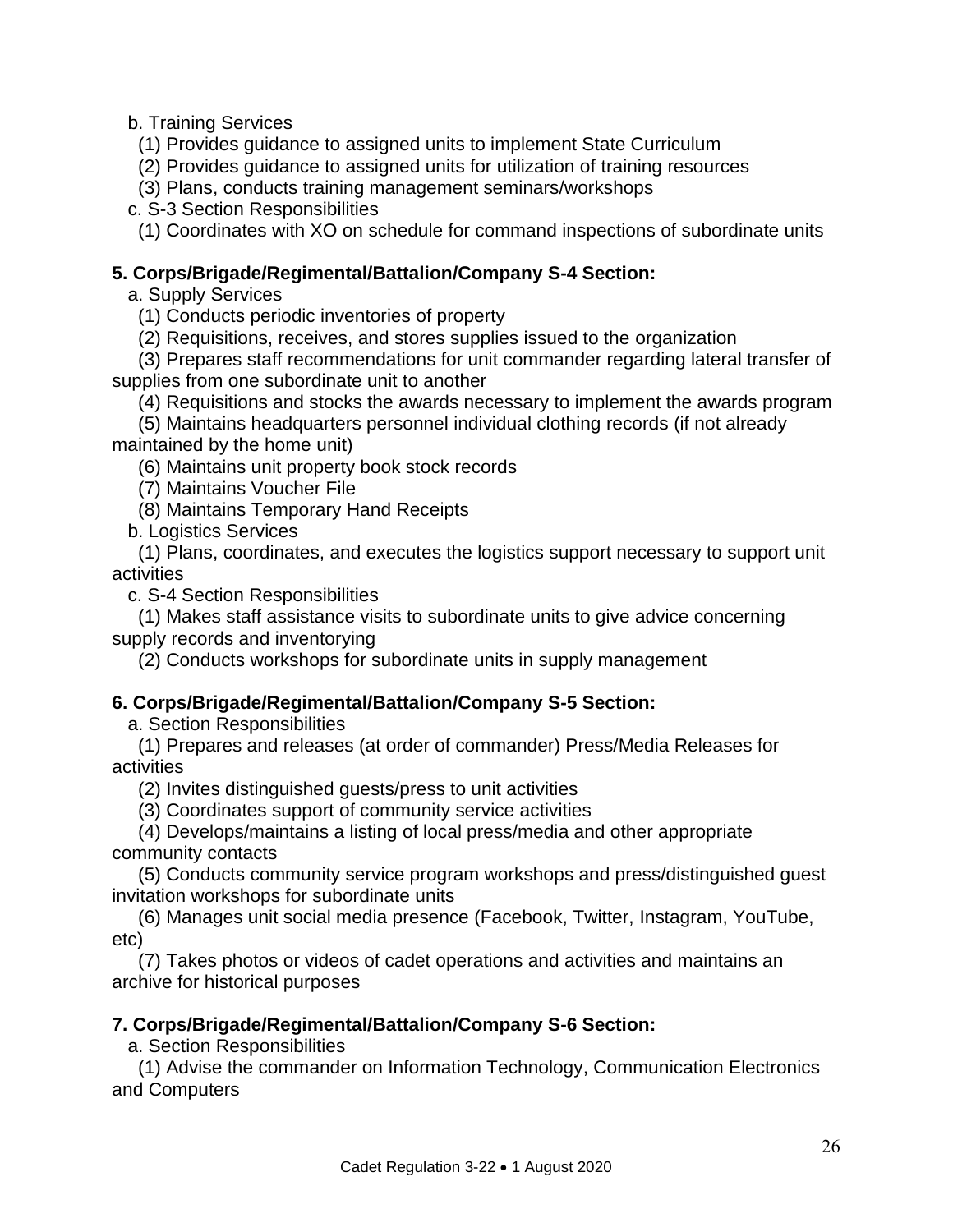b. Training Services

(1) Provides guidance to assigned units to implement State Curriculum

(2) Provides guidance to assigned units for utilization of training resources

(3) Plans, conducts training management seminars/workshops

c. S-3 Section Responsibilities

(1) Coordinates with XO on schedule for command inspections of subordinate units

**5. Corps/Brigade/Regimental/Battalion/Company S-4 Section:**

a. Supply Services

(1) Conducts periodic inventories of property

(2) Requisitions, receives, and stores supplies issued to the organization

(3) Prepares staff recommendations for unit commander regarding lateral transfer of supplies from one subordinate unit to another

(4) Requisitions and stocks the awards necessary to implement the awards program

(5) Maintains headquarters personnel individual clothing records (if not already maintained by the home unit)

(6) Maintains unit property book stock records

(7) Maintains Voucher File

(8) Maintains Temporary Hand Receipts

b. Logistics Services

(1) Plans, coordinates, and executes the logistics support necessary to support unit activities

c. S-4 Section Responsibilities

(1) Makes staff assistance visits to subordinate units to give advice concerning supply records and inventorying

(2) Conducts workshops for subordinate units in supply management

**6. Corps/Brigade/Regimental/Battalion/Company S-5 Section:**

a. Section Responsibilities

(1) Prepares and releases (at order of commander) Press/Media Releases for activities

(2) Invites distinguished guests/press to unit activities

(3) Coordinates support of community service activities

(4) Develops/maintains a listing of local press/media and other appropriate community contacts

(5) Conducts community service program workshops and press/distinguished guest invitation workshops for subordinate units

(6) Manages unit social media presence (Facebook, Twitter, Instagram, YouTube, etc)

(7) Takes photos or videos of cadet operations and activities and maintains an archive for historical purposes

**7. Corps/Brigade/Regimental/Battalion/Company S-6 Section:**

a. Section Responsibilities

(1) Advise the commander on Information Technology, Communication Electronics and Computers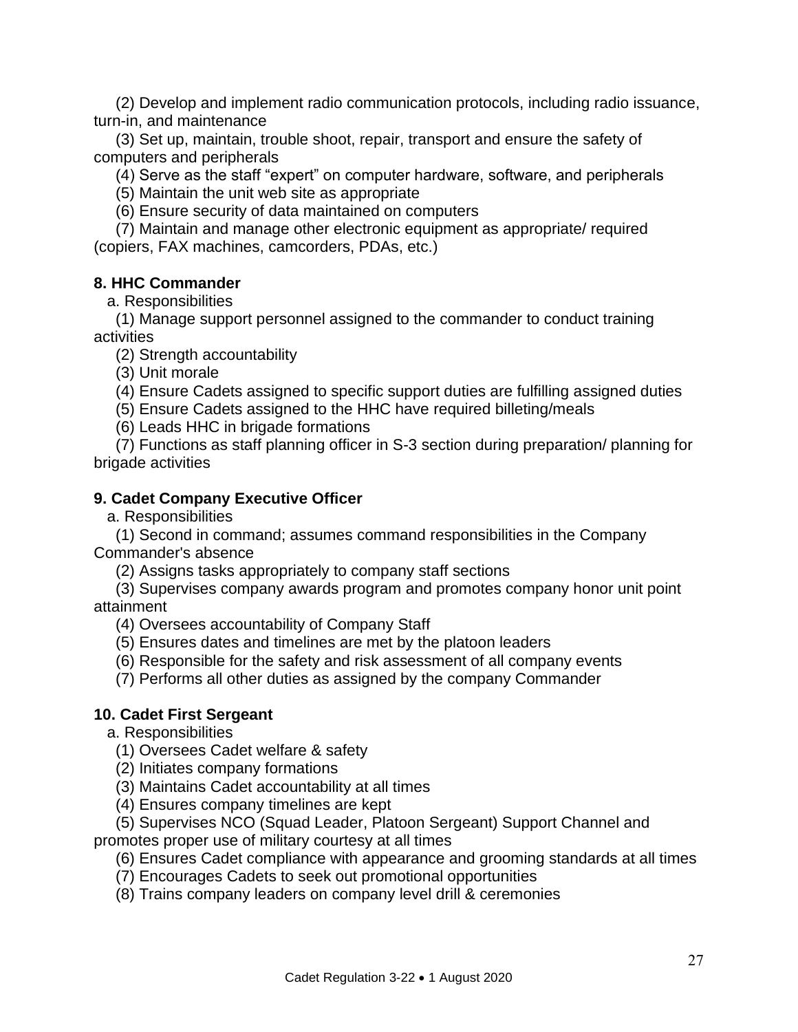(2) Develop and implement radio communication protocols, including radio issuance, turn-in, and maintenance

(3) Set up, maintain, trouble shoot, repair, transport and ensure the safety of computers and peripherals

(4) Serve as the staff "expert" on computer hardware, software, and peripherals

(5) Maintain the unit web site as appropriate

(6) Ensure security of data maintained on computers

(7) Maintain and manage other electronic equipment as appropriate/ required (copiers, FAX machines, camcorders, PDAs, etc.)

**8. HHC Commander**

a. Responsibilities

(1) Manage support personnel assigned to the commander to conduct training activities

(2) Strength accountability

(3) Unit morale

(4) Ensure Cadets assigned to specific support duties are fulfilling assigned duties

(5) Ensure Cadets assigned to the HHC have required billeting/meals

(6) Leads HHC in brigade formations

(7) Functions as staff planning officer in S-3 section during preparation/ planning for brigade activities

**9. Cadet Company Executive Officer**

a. Responsibilities

(1) Second in command; assumes command responsibilities in the Company Commander's absence

(2) Assigns tasks appropriately to company staff sections

(3) Supervises company awards program and promotes company honor unit point attainment

(4) Oversees accountability of Company Staff

(5) Ensures dates and timelines are met by the platoon leaders

(6) Responsible for the safety and risk assessment of all company events

(7) Performs all other duties as assigned by the company Commander

**10. Cadet First Sergeant**

a. Responsibilities

(1) Oversees Cadet welfare & safety

(2) Initiates company formations

(3) Maintains Cadet accountability at all times

(4) Ensures company timelines are kept

(5) Supervises NCO (Squad Leader, Platoon Sergeant) Support Channel and promotes proper use of military courtesy at all times

(6) Ensures Cadet compliance with appearance and grooming standards at all times

(7) Encourages Cadets to seek out promotional opportunities

(8) Trains company leaders on company level drill & ceremonies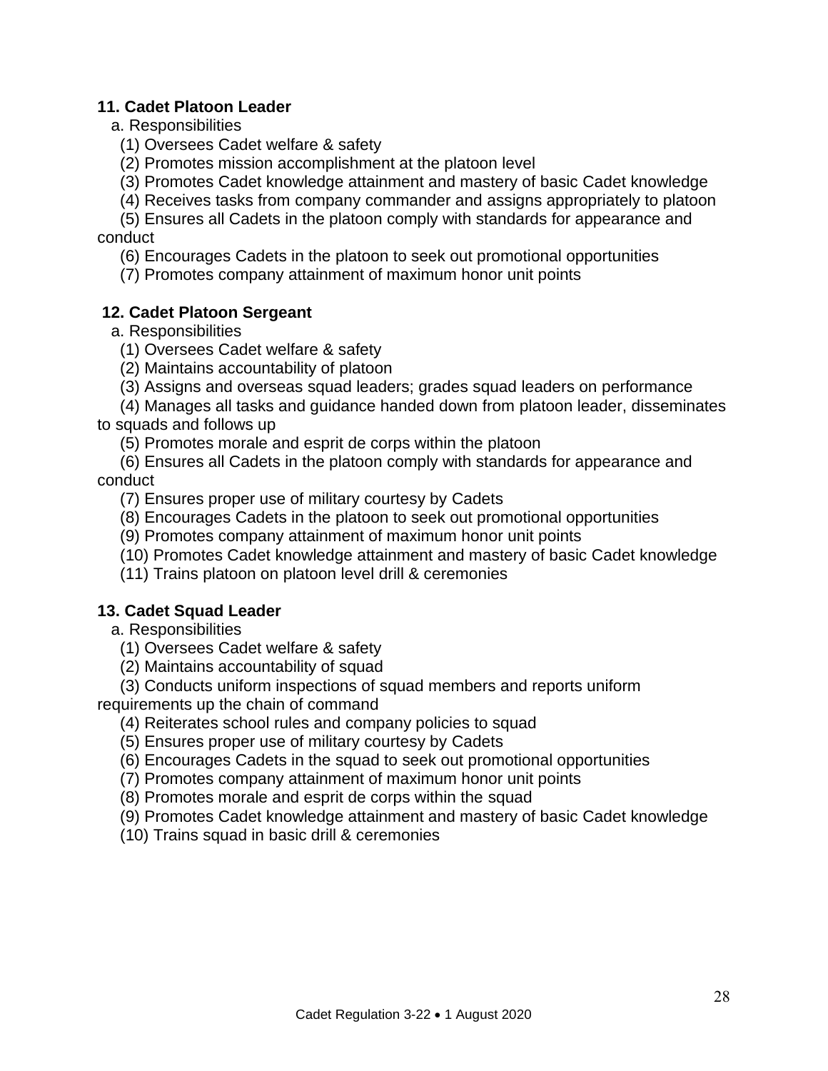**11. Cadet Platoon Leader**

a. Responsibilities

(1) Oversees Cadet welfare & safety

(2) Promotes mission accomplishment at the platoon level

(3) Promotes Cadet knowledge attainment and mastery of basic Cadet knowledge

(4) Receives tasks from company commander and assigns appropriately to platoon

(5) Ensures all Cadets in the platoon comply with standards for appearance and conduct

(6) Encourages Cadets in the platoon to seek out promotional opportunities

(7) Promotes company attainment of maximum honor unit points

**12. Cadet Platoon Sergeant**

a. Responsibilities

(1) Oversees Cadet welfare & safety

(2) Maintains accountability of platoon

(3) Assigns and overseas squad leaders; grades squad leaders on performance

(4) Manages all tasks and guidance handed down from platoon leader, disseminates to squads and follows up

(5) Promotes morale and esprit de corps within the platoon

(6) Ensures all Cadets in the platoon comply with standards for appearance and conduct

(7) Ensures proper use of military courtesy by Cadets

(8) Encourages Cadets in the platoon to seek out promotional opportunities

(9) Promotes company attainment of maximum honor unit points

(10) Promotes Cadet knowledge attainment and mastery of basic Cadet knowledge

(11) Trains platoon on platoon level drill & ceremonies

**13. Cadet Squad Leader**

a. Responsibilities

(1) Oversees Cadet welfare & safety

(2) Maintains accountability of squad

(3) Conducts uniform inspections of squad members and reports uniform requirements up the chain of command

(4) Reiterates school rules and company policies to squad

(5) Ensures proper use of military courtesy by Cadets

(6) Encourages Cadets in the squad to seek out promotional opportunities

(7) Promotes company attainment of maximum honor unit points

(8) Promotes morale and esprit de corps within the squad

(9) Promotes Cadet knowledge attainment and mastery of basic Cadet knowledge

(10) Trains squad in basic drill & ceremonies